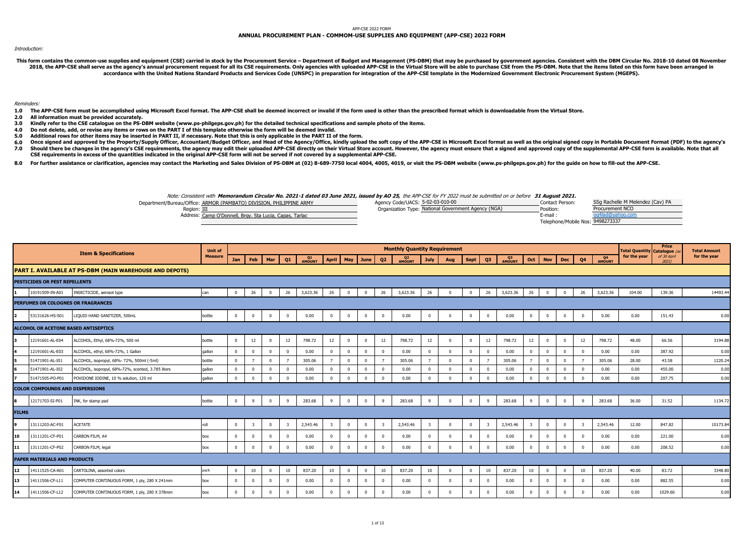APP-CSE 2022 FORM

# ANNUAL PROCUREMENT PLAN - COMMOM-USE SUPPLIES AND EQUIPMENT (APP-CSE) 2022 FORM

*Introduction:*

**This form contains the common-use supplies and equipment (CSE) carried in stock by the Procurement Service – Department of Budget and Management (PS-DBM) that may be purchased by government agencies. Consistent with the DBM Circular No. 2018-10 dated 08 November 2018, the APP-CSE shall serve as the agency's annual procurement request for all its CSE requirements. Only agencies with uploaded APP-CSE in the Virtual Store will be able to purchase CSE from the PS-DBM. Note that the items listed on this form have been arranged in accordance with the United Nations Standard Products and Services Code (UNSPC) in preparation for integration of the APP-CSE template in the Modernized Government Electronic Procurement System (MGEPS).**

*Reminders:*

**1.0 The APP-CSE form must be accomplished using Microsoft Excel format. The APP-CSE shall be deemed incorrect or invalid if the form used is other than the prescribed format which is downloadable from the Virtual Store.**
**2.0 All information must be provided accurately.**
**3.0 Kindly refer to the CSE catalogue on the PS-DBM website (www.ps-philgeps.gov.ph) for the detailed technical specifications and sample photo of the items.**
**4.0 Do not delete, add, or revise any items or rows on the PART I of this template otherwise the form will be deemed invalid.**
**5.0 Additional rows for other items may be inserted in PART II, if necessary. Note that this is only applicable in the PART II of the form.**
**6.0 Once signed and approved by the Property/Supply Officer, Accountant/Budget Officer, and Head of the Agency/Office, kindly upload the soft copy of the APP-CSE in Microsoft Excel format as well as the original signed copy in Portable Document Format (PDF) to the agency's**
**7.0 Should there be changes in the agency's CSE requirements, the agency may edit their uploaded APP-CSE directly on their Virtual Store account. However, the agency must ensure that a signed and approved copy of the supplemental APP-CSE form is available. Note that all CSE requirements in excess of the quantities indicated in the original APP-CSE form will not be served if not covered by a supplemental APP-CSE.**

**8.0 For further assistance or clarification, agencies may contact the Marketing and Sales Division of PS-DBM at (02) 8-689-7750 local 4004, 4005, 4019, or visit the PS-DBM website (www.ps-philgeps.gov.ph) for the guide on how to fill-out the APP-CSE.**

*Note: Consistent with **Memorandum Circular No. 2021-1 dated 03 June 2021, issued by AO 25**, the APP-CSE for FY 2022 must be submitted on or before **31 August 2021.***

Department/Bureau/Office: ARMOR (PAMBATO) DIVISION, PHILIPPINE ARMY
Region: III
Address: Camp O'Donnell, Brgy. Sta Lucia, Capas, Tarlac

Agency Code/UACS: 5-02-03-010-00
Organization Type: National Government Agency (NGA)

Contact Person: SSg Rachelle M Melendez (Cav) PA
Position: Procurement NCO
E-mail : og4lad@yahoo.com
Telephone/Mobile Nos: 9498273337

| | Item & Specifications | | Unit of Measure | Monthly Quantity Requirement | | | | | | | | | | | | | | | | | | | | Total Quantity for the year | Price Catalogue (as of 30 April 2021) | Total Amount for the year |
|---|---|---|---|---|---|---|---|---|---|---|---|---|---|---|---|---|---|---|---|---|---|---|---|---|---|---|
| | | | | Jan | Feb | Mar | Q1 | Q1 AMOUNT | April | May | June | Q2 | Q2 AMOUNT | July | Aug | Sept | Q3 | Q3 AMOUNT | Oct | Nov | Dec | Q4 | Q4 AMOUNT | | | |
| **PART I. AVAILABLE AT PS-DBM (MAIN WAREHOUSE AND DEPOTS)** | | | | | | | | | | | | | | | | | | | | | | | | | | |
| **PESTICIDES OR PEST REPELLENTS** | | | | | | | | | | | | | | | | | | | | | | | | | | |
| 1 | 10191509-IN-A01 | INSECTICIDE, aerosol type | can | 0 | 26 | 0 | 26 | 3,623.36 | 26 | 0 | 0 | 26 | 3,623.36 | 26 | 0 | 0 | 26 | 3,623.36 | 26 | 0 | 0 | 26 | 3,623.36 | 104.00 | 139.36 | 14493.44 |
| **PERFUMES OR COLOGNES OR FRAGRANCES** | | | | | | | | | | | | | | | | | | | | | | | | | | |
| 2 | 53131626-HS-S01 | LIQUID HAND SANITIZER, 500mL | bottle | 0 | 0 | 0 | 0 | 0.00 | 0 | 0 | 0 | 0 | 0.00 | 0 | 0 | 0 | 0 | 0.00 | 0 | 0 | 0 | 0 | 0.00 | 0.00 | 151.43 | 0.00 |
| **ALCOHOL OR ACETONE BASED ANTISEPTICS** | | | | | | | | | | | | | | | | | | | | | | | | | | |
| 3 | 12191601-AL-E04 | ALCOHOL, Ethyl, 68%-72%, 500 ml | bottle | 0 | 12 | 0 | 12 | 798.72 | 12 | 0 | 0 | 12 | 798.72 | 12 | 0 | 0 | 12 | 798.72 | 12 | 0 | 0 | 12 | 798.72 | 48.00 | 66.56 | 3194.88 |
| 4 | 12191601-AL-E03 | ALCOHOL, ethyl, 68%-72%, 1 Gallon | gallon | 0 | 0 | 0 | 0 | 0.00 | 0 | 0 | 0 | 0 | 0.00 | 0 | 0 | 0 | 0 | 0.00 | 0 | 0 | 0 | 0 | 0.00 | 0.00 | 387.92 | 0.00 |
| 5 | 51471901-AL-I01 | ALCOHOL, isopropyl, 68%- 72%, 500ml (-5ml) | bottle | 0 | 7 | 0 | 7 | 305.06 | 7 | 0 | 0 | 7 | 305.06 | 7 | 0 | 0 | 7 | 305.06 | 7 | 0 | 0 | 7 | 305.06 | 28.00 | 43.58 | 1220.24 |
| 6 | 51471901-AL-I02 | ALCOHOL, isopropyl, 68%-72%, scented, 3.785 liters | gallon | 0 | 0 | 0 | 0 | 0.00 | 0 | 0 | 0 | 0 | 0.00 | 0 | 0 | 0 | 0 | 0.00 | 0 | 0 | 0 | 0 | 0.00 | 0.00 | 455.00 | 0.00 |
| 7 | 51471505-PO-P01 | POVIDONE IODINE, 10 % solution, 120 ml | gallon | 0 | 0 | 0 | 0 | 0.00 | 0 | 0 | 0 | 0 | 0.00 | 0 | 0 | 0 | 0 | 0.00 | 0 | 0 | 0 | 0 | 0.00 | 0.00 | 207.75 | 0.00 |
| **COLOR COMPOUNDS AND DISPERSIONS** | | | | | | | | | | | | | | | | | | | | | | | | | | |
| 8 | 12171703-SI-P01 | INK, for stamp pad | bottle | 0 | 9 | 0 | 9 | 283.68 | 9 | 0 | 0 | 9 | 283.68 | 9 | 0 | 0 | 9 | 283.68 | 9 | 0 | 0 | 9 | 283.68 | 36.00 | 31.52 | 1134.72 |
| **FILMS** | | | | | | | | | | | | | | | | | | | | | | | | | | |
| 9 | 13111203-AC-F01 | ACETATE | roll | 0 | 3 | 0 | 3 | 2,543.46 | 3 | 0 | 0 | 3 | 2,543.46 | 3 | 0 | 0 | 3 | 2,543.46 | 3 | 0 | 0 | 3 | 2,543.46 | 12.00 | 847.82 | 10173.84 |
| 10 | 13111201-CF-P01 | CARBON FILM, A4 | box | 0 | 0 | 0 | 0 | 0.00 | 0 | 0 | 0 | 0 | 0.00 | 0 | 0 | 0 | 0 | 0.00 | 0 | 0 | 0 | 0 | 0.00 | 0.00 | 221.00 | 0.00 |
| 11 | 13111201-CF-P02 | CARBON FILM, legal | box | 0 | 0 | 0 | 0 | 0.00 | 0 | 0 | 0 | 0 | 0.00 | 0 | 0 | 0 | 0 | 0.00 | 0 | 0 | 0 | 0 | 0.00 | 0.00 | 208.52 | 0.00 |
| **PAPER MATERIALS AND PRODUCTS** | | | | | | | | | | | | | | | | | | | | | | | | | | |
| 12 | 14111525-CA-A01 | CARTOLINA, assorted colors | pack | 0 | 10 | 0 | 10 | 837.20 | 10 | 0 | 0 | 10 | 837.20 | 10 | 0 | 0 | 10 | 837.20 | 10 | 0 | 0 | 10 | 837.20 | 40.00 | 83.72 | 3348.80 |
| 13 | 14111506-CF-L11 | COMPUTER CONTINUOUS FORM, 1 ply, 280 X 241mm | box | 0 | 0 | 0 | 0 | 0.00 | 0 | 0 | 0 | 0 | 0.00 | 0 | 0 | 0 | 0 | 0.00 | 0 | 0 | 0 | 0 | 0.00 | 0.00 | 882.55 | 0.00 |
| 14 | 14111506-CF-L12 | COMPUTER CONTINUOUS FORM, 1 ply, 280 X 378mm | box | 0 | 0 | 0 | 0 | 0.00 | 0 | 0 | 0 | 0 | 0.00 | 0 | 0 | 0 | 0 | 0.00 | 0 | 0 | 0 | 0 | 0.00 | 0.00 | 1029.60 | 0.00 |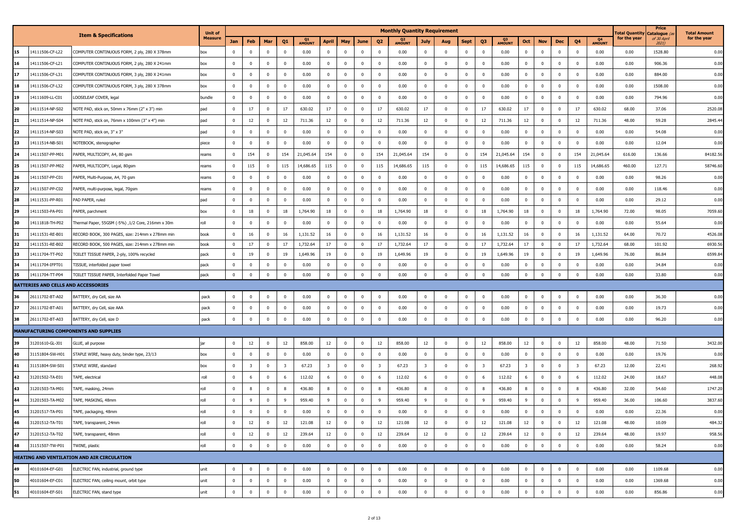| | | Item & Specifications | Unit of Measure | Monthly Quantity Requirement | | | | | | | | | | | | | | | | | | | | Total Quantity for the year | Price Catalogue (as of 30 April 2021) | Total Amount for the year |
|---|---|---|---|---|---|---|---|---|---|---|---|---|---|---|---|---|---|---|---|---|---|---|---|---|---|---|
| | | | | Jan | Feb | Mar | Q1 | Q1 AMOUNT | April | May | June | Q2 | Q2 AMOUNT | July | Aug | Sept | Q3 | Q3 AMOUNT | Oct | Nov | Dec | Q4 | Q4 AMOUNT | | | |
| 15 | 14111506-CF-L22 | COMPUTER CONTINUOUS FORM, 2 ply, 280 X 378mm | box | 0 | 0 | 0 | 0 | 0.00 | 0 | 0 | 0 | 0 | 0.00 | 0 | 0 | 0 | 0 | 0.00 | 0 | 0 | 0 | 0 | 0.00 | 0.00 | 1528.80 | 0.00 |
| 16 | 14111506-CF-L21 | COMPUTER CONTINUOUS FORM, 2 ply, 280 X 241mm | box | 0 | 0 | 0 | 0 | 0.00 | 0 | 0 | 0 | 0 | 0.00 | 0 | 0 | 0 | 0 | 0.00 | 0 | 0 | 0 | 0 | 0.00 | 0.00 | 906.36 | 0.00 |
| 17 | 14111506-CF-L31 | COMPUTER CONTINUOUS FORM, 3 ply, 280 X 241mm | box | 0 | 0 | 0 | 0 | 0.00 | 0 | 0 | 0 | 0 | 0.00 | 0 | 0 | 0 | 0 | 0.00 | 0 | 0 | 0 | 0 | 0.00 | 0.00 | 884.00 | 0.00 |
| 18 | 14111506-CF-L32 | COMPUTER CONTINUOUS FORM, 3 ply, 280 X 378mm | box | 0 | 0 | 0 | 0 | 0.00 | 0 | 0 | 0 | 0 | 0.00 | 0 | 0 | 0 | 0 | 0.00 | 0 | 0 | 0 | 0 | 0.00 | 0.00 | 1508.00 | 0.00 |
| 19 | 14111609-LL-C01 | LOOSELEAF COVER, legal | bundle | 0 | 0 | 0 | 0 | 0.00 | 0 | 0 | 0 | 0 | 0.00 | 0 | 0 | 0 | 0 | 0.00 | 0 | 0 | 0 | 0 | 0.00 | 0.00 | 794.96 | 0.00 |
| 20 | 14111514-NP-S02 | NOTE PAD, stick on, 50mm x 76mm (2" x 3") min | pad | 0 | 17 | 0 | 17 | 630.02 | 17 | 0 | 0 | 17 | 630.02 | 17 | 0 | 0 | 17 | 630.02 | 17 | 0 | 0 | 17 | 630.02 | 68.00 | 37.06 | 2520.08 |
| 21 | 14111514-NP-S04 | NOTE PAD, stick on, 76mm x 100mm (3" x 4") min | pad | 0 | 12 | 0 | 12 | 711.36 | 12 | 0 | 0 | 12 | 711.36 | 12 | 0 | 0 | 12 | 711.36 | 12 | 0 | 0 | 12 | 711.36 | 48.00 | 59.28 | 2845.44 |
| 22 | 14111514-NP-S03 | NOTE PAD, stick on, 3" x 3" | pad | 0 | 0 | 0 | 0 | 0.00 | 0 | 0 | 0 | 0 | 0.00 | 0 | 0 | 0 | 0 | 0.00 | 0 | 0 | 0 | 0 | 0.00 | 0.00 | 54.08 | 0.00 |
| 23 | 14111514-NB-S01 | NOTEBOOK, stenographer | piece | 0 | 0 | 0 | 0 | 0.00 | 0 | 0 | 0 | 0 | 0.00 | 0 | 0 | 0 | 0 | 0.00 | 0 | 0 | 0 | 0 | 0.00 | 0.00 | 12.04 | 0.00 |
| 24 | 14111507-PP-M01 | PAPER, MULTICOPY, A4, 80 gsm | reams | 0 | 154 | 0 | 154 | 21,045.64 | 154 | 0 | 0 | 154 | 21,045.64 | 154 | 0 | 0 | 154 | 21,045.64 | 154 | 0 | 0 | 154 | 21,045.64 | 616.00 | 136.66 | 84182.56 |
| 25 | 14111507-PP-M02 | PAPER, MULTICOPY, Legal, 80gsm | reams | 0 | 115 | 0 | 115 | 14,686.65 | 115 | 0 | 0 | 115 | 14,686.65 | 115 | 0 | 0 | 115 | 14,686.65 | 115 | 0 | 0 | 115 | 14,686.65 | 460.00 | 127.71 | 58746.60 |
| 26 | 14111507-PP-C01 | PAPER, Multi-Purpose, A4, 70 gsm | reams | 0 | 0 | 0 | 0 | 0.00 | 0 | 0 | 0 | 0 | 0.00 | 0 | 0 | 0 | 0 | 0.00 | 0 | 0 | 0 | 0 | 0.00 | 0.00 | 98.26 | 0.00 |
| 27 | 14111507-PP-C02 | PAPER, multi-purpose, legal, 70gsm | reams | 0 | 0 | 0 | 0 | 0.00 | 0 | 0 | 0 | 0 | 0.00 | 0 | 0 | 0 | 0 | 0.00 | 0 | 0 | 0 | 0 | 0.00 | 0.00 | 118.46 | 0.00 |
| 28 | 14111531-PP-R01 | PAD PAPER, ruled | pad | 0 | 0 | 0 | 0 | 0.00 | 0 | 0 | 0 | 0 | 0.00 | 0 | 0 | 0 | 0 | 0.00 | 0 | 0 | 0 | 0 | 0.00 | 0.00 | 29.12 | 0.00 |
| 29 | 14111503-PA-P01 | PAPER, parchment | box | 0 | 18 | 0 | 18 | 1,764.90 | 18 | 0 | 0 | 18 | 1,764.90 | 18 | 0 | 0 | 18 | 1,764.90 | 18 | 0 | 0 | 18 | 1,764.90 | 72.00 | 98.05 | 7059.60 |
| 30 | 14111818-TH-P02 | Thermal Paper, 55GSM (-5%) ,1/2 Core, 216mm x 30m | roll | 0 | 0 | 0 | 0 | 0.00 | 0 | 0 | 0 | 0 | 0.00 | 0 | 0 | 0 | 0 | 0.00 | 0 | 0 | 0 | 0 | 0.00 | 0.00 | 55.64 | 0.00 |
| 31 | 14111531-RE-B01 | RECORD BOOK, 300 PAGES, size: 214mm x 278mm min | book | 0 | 16 | 0 | 16 | 1,131.52 | 16 | 0 | 0 | 16 | 1,131.52 | 16 | 0 | 0 | 16 | 1,131.52 | 16 | 0 | 0 | 16 | 1,131.52 | 64.00 | 70.72 | 4526.08 |
| 32 | 14111531-RE-B02 | RECORD BOOK, 500 PAGES, size: 214mm x 278mm min | book | 0 | 17 | 0 | 17 | 1,732.64 | 17 | 0 | 0 | 17 | 1,732.64 | 17 | 0 | 0 | 17 | 1,732.64 | 17 | 0 | 0 | 17 | 1,732.64 | 68.00 | 101.92 | 6930.56 |
| 33 | 14111704-TT-P02 | TOILET TISSUE PAPER, 2-ply, 100% recycled | pack | 0 | 19 | 0 | 19 | 1,649.96 | 19 | 0 | 0 | 19 | 1,649.96 | 19 | 0 | 0 | 19 | 1,649.96 | 19 | 0 | 0 | 19 | 1,649.96 | 76.00 | 86.84 | 6599.84 |
| 34 | 14111704-IFPT01 | TISSUE, interfolded paper towel | pack | 0 | 0 | 0 | 0 | 0.00 | 0 | 0 | 0 | 0 | 0.00 | 0 | 0 | 0 | 0 | 0.00 | 0 | 0 | 0 | 0 | 0.00 | 0.00 | 34.84 | 0.00 |
| 35 | 14111704-TT-P04 | TOILET TISSUE PAPER, Interfolded Paper Towel | pack | 0 | 0 | 0 | 0 | 0.00 | 0 | 0 | 0 | 0 | 0.00 | 0 | 0 | 0 | 0 | 0.00 | 0 | 0 | 0 | 0 | 0.00 | 0.00 | 33.80 | 0.00 |
| **BATTERIES AND CELLS AND ACCESSORIES** | | | | | | | | | | | | | | | | | | | | | | | | | | |
| 36 | 26111702-BT-A02 | BATTERY, dry Cell, size AA | pack | 0 | 0 | 0 | 0 | 0.00 | 0 | 0 | 0 | 0 | 0.00 | 0 | 0 | 0 | 0 | 0.00 | 0 | 0 | 0 | 0 | 0.00 | 0.00 | 36.30 | 0.00 |
| 37 | 26111702-BT-A01 | BATTERY, dry Cell, size AAA | pack | 0 | 0 | 0 | 0 | 0.00 | 0 | 0 | 0 | 0 | 0.00 | 0 | 0 | 0 | 0 | 0.00 | 0 | 0 | 0 | 0 | 0.00 | 0.00 | 19.73 | 0.00 |
| 38 | 26111702-BT-A03 | BATTERY, dry Cell, size D | pack | 0 | 0 | 0 | 0 | 0.00 | 0 | 0 | 0 | 0 | 0.00 | 0 | 0 | 0 | 0 | 0.00 | 0 | 0 | 0 | 0 | 0.00 | 0.00 | 96.20 | 0.00 |
| **MANUFACTURING COMPONENTS AND SUPPLIES** | | | | | | | | | | | | | | | | | | | | | | | | | | |
| 39 | 31201610-GL-J01 | GLUE, all purpose | jar | 0 | 12 | 0 | 12 | 858.00 | 12 | 0 | 0 | 12 | 858.00 | 12 | 0 | 0 | 12 | 858.00 | 12 | 0 | 0 | 12 | 858.00 | 48.00 | 71.50 | 3432.00 |
| 40 | 31151804-SW-H01 | STAPLE WIRE, heavy duty, binder type, 23/13 | box | 0 | 0 | 0 | 0 | 0.00 | 0 | 0 | 0 | 0 | 0.00 | 0 | 0 | 0 | 0 | 0.00 | 0 | 0 | 0 | 0 | 0.00 | 0.00 | 19.76 | 0.00 |
| 41 | 31151804-SW-S01 | STAPLE WIRE, standard | box | 0 | 3 | 0 | 3 | 67.23 | 3 | 0 | 0 | 3 | 67.23 | 3 | 0 | 0 | 3 | 67.23 | 3 | 0 | 0 | 3 | 67.23 | 12.00 | 22.41 | 268.92 |
| 42 | 31201502-TA-E01 | TAPE, electrical | roll | 0 | 6 | 0 | 6 | 112.02 | 6 | 0 | 0 | 6 | 112.02 | 6 | 0 | 0 | 6 | 112.02 | 6 | 0 | 0 | 6 | 112.02 | 24.00 | 18.67 | 448.08 |
| 43 | 31201503-TA-M01 | TAPE, masking, 24mm | roll | 0 | 8 | 0 | 8 | 436.80 | 8 | 0 | 0 | 8 | 436.80 | 8 | 0 | 0 | 8 | 436.80 | 8 | 0 | 0 | 8 | 436.80 | 32.00 | 54.60 | 1747.20 |
| 44 | 31201503-TA-M02 | TAPE, MASKING, 48mm | roll | 0 | 9 | 0 | 9 | 959.40 | 9 | 0 | 0 | 9 | 959.40 | 9 | 0 | 0 | 9 | 959.40 | 9 | 0 | 0 | 9 | 959.40 | 36.00 | 106.60 | 3837.60 |
| 45 | 31201517-TA-P01 | TAPE, packaging, 48mm | roll | 0 | 0 | 0 | 0 | 0.00 | 0 | 0 | 0 | 0 | 0.00 | 0 | 0 | 0 | 0 | 0.00 | 0 | 0 | 0 | 0 | 0.00 | 0.00 | 22.36 | 0.00 |
| 46 | 31201512-TA-T01 | TAPE, transparent, 24mm | roll | 0 | 12 | 0 | 12 | 121.08 | 12 | 0 | 0 | 12 | 121.08 | 12 | 0 | 0 | 12 | 121.08 | 12 | 0 | 0 | 12 | 121.08 | 48.00 | 10.09 | 484.32 |
| 47 | 31201512-TA-T02 | TAPE, transparent, 48mm | roll | 0 | 12 | 0 | 12 | 239.64 | 12 | 0 | 0 | 12 | 239.64 | 12 | 0 | 0 | 12 | 239.64 | 12 | 0 | 0 | 12 | 239.64 | 48.00 | 19.97 | 958.56 |
| 48 | 31151507-TW-P01 | TWINE, plastic | roll | 0 | 0 | 0 | 0 | 0.00 | 0 | 0 | 0 | 0 | 0.00 | 0 | 0 | 0 | 0 | 0.00 | 0 | 0 | 0 | 0 | 0.00 | 0.00 | 58.24 | 0.00 |
| **HEATING AND VENTILATION AND AIR CIRCULATION** | | | | | | | | | | | | | | | | | | | | | | | | | | |
| 49 | 40101604-EF-G01 | ELECTRIC FAN, industrial, ground type | unit | 0 | 0 | 0 | 0 | 0.00 | 0 | 0 | 0 | 0 | 0.00 | 0 | 0 | 0 | 0 | 0.00 | 0 | 0 | 0 | 0 | 0.00 | 0.00 | 1109.68 | 0.00 |
| 50 | 40101604-EF-C01 | ELECTRIC FAN, ceiling mount, orbit type | unit | 0 | 0 | 0 | 0 | 0.00 | 0 | 0 | 0 | 0 | 0.00 | 0 | 0 | 0 | 0 | 0.00 | 0 | 0 | 0 | 0 | 0.00 | 0.00 | 1369.68 | 0.00 |
| 51 | 40101604-EF-S01 | ELECTRIC FAN, stand type | unit | 0 | 0 | 0 | 0 | 0.00 | 0 | 0 | 0 | 0 | 0.00 | 0 | 0 | 0 | 0 | 0.00 | 0 | 0 | 0 | 0 | 0.00 | 0.00 | 856.86 | 0.00 |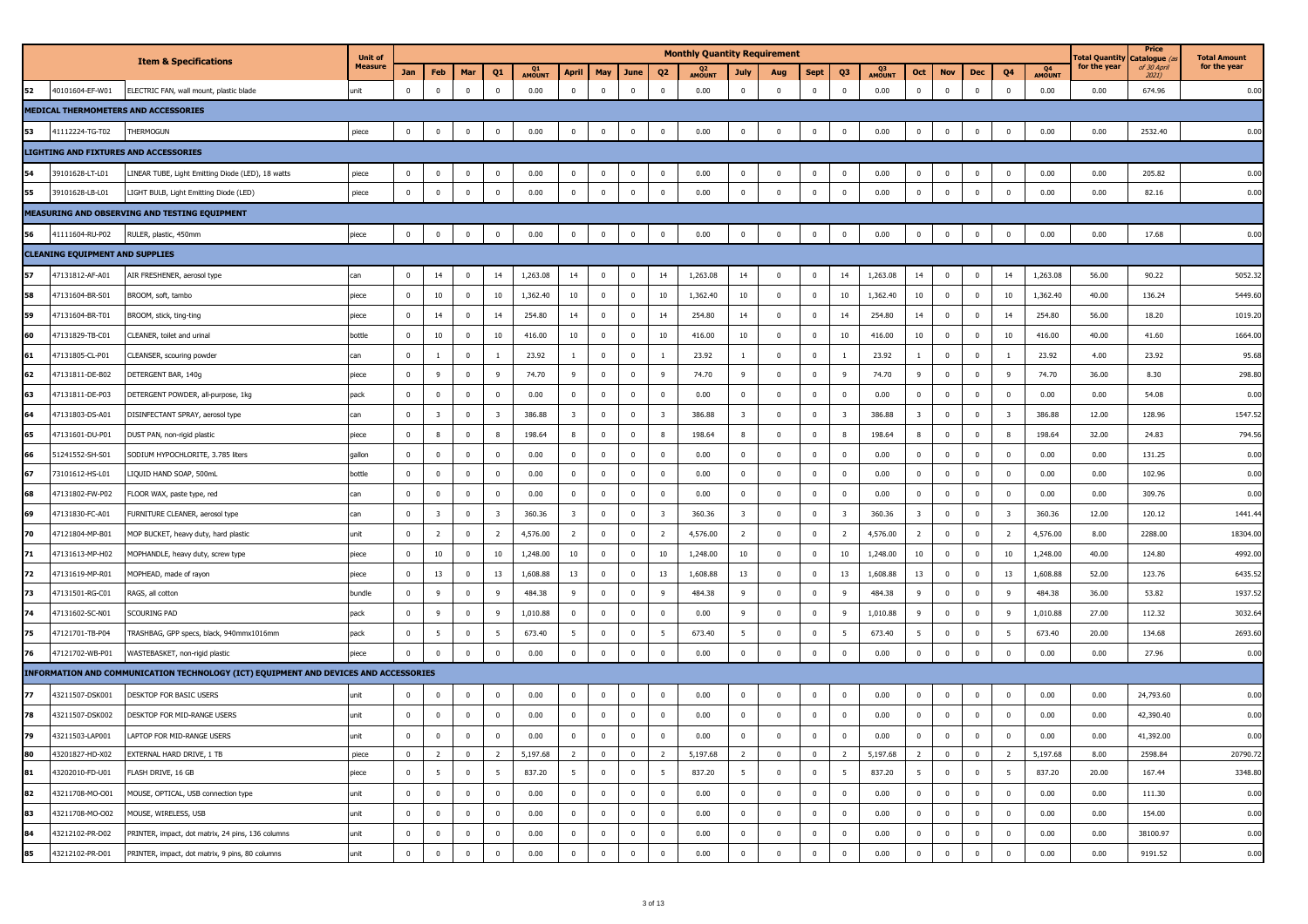| | | Item & Specifications | Unit of Measure | Monthly Quantity Requirement | | | | | | | | | | | | | | | | | | | | | | Total Quantity for the year | Price Catalogue (as of 30 April 2021) | Total Amount for the year |
|---|---|---|---|---|---|---|---|---|---|---|---|---|---|---|---|---|---|---|---|---|---|---|---|---|---|---|---|---|
| | | | | Jan | Feb | Mar | Q1 | Q1 AMOUNT | April | May | June | Q2 | Q2 AMOUNT | July | Aug | Sept | Q3 | Q3 AMOUNT | Oct | Nov | Dec | Q4 | Q4 AMOUNT | | | |
| 52 | 40101604-EF-W01 | ELECTRIC FAN, wall mount, plastic blade | unit | 0 | 0 | 0 | 0 | 0.00 | 0 | 0 | 0 | 0 | 0.00 | 0 | 0 | 0 | 0 | 0.00 | 0 | 0 | 0 | 0 | 0.00 | 0.00 | 674.96 | 0.00 |
| **MEDICAL THERMOMETERS AND ACCESSORIES** | | | | | | | | | | | | | | | | | | | | | | | | | | |
| 53 | 41112224-TG-T02 | THERMOGUN | piece | 0 | 0 | 0 | 0 | 0.00 | 0 | 0 | 0 | 0 | 0.00 | 0 | 0 | 0 | 0 | 0.00 | 0 | 0 | 0 | 0 | 0.00 | 0.00 | 2532.40 | 0.00 |
| **LIGHTING AND FIXTURES AND ACCESSORIES** | | | | | | | | | | | | | | | | | | | | | | | | | | |
| 54 | 39101628-LT-L01 | LINEAR TUBE, Light Emitting Diode (LED), 18 watts | piece | 0 | 0 | 0 | 0 | 0.00 | 0 | 0 | 0 | 0 | 0.00 | 0 | 0 | 0 | 0 | 0.00 | 0 | 0 | 0 | 0 | 0.00 | 0.00 | 205.82 | 0.00 |
| 55 | 39101628-LB-L01 | LIGHT BULB, Light Emitting Diode (LED) | piece | 0 | 0 | 0 | 0 | 0.00 | 0 | 0 | 0 | 0 | 0.00 | 0 | 0 | 0 | 0 | 0.00 | 0 | 0 | 0 | 0 | 0.00 | 0.00 | 82.16 | 0.00 |
| **MEASURING AND OBSERVING AND TESTING EQUIPMENT** | | | | | | | | | | | | | | | | | | | | | | | | | | |
| 56 | 41111604-RU-P02 | RULER, plastic, 450mm | piece | 0 | 0 | 0 | 0 | 0.00 | 0 | 0 | 0 | 0 | 0.00 | 0 | 0 | 0 | 0 | 0.00 | 0 | 0 | 0 | 0 | 0.00 | 0.00 | 17.68 | 0.00 |
| **CLEANING EQUIPMENT AND SUPPLIES** | | | | | | | | | | | | | | | | | | | | | | | | | | |
| 57 | 47131812-AF-A01 | AIR FRESHENER, aerosol type | can | 0 | 14 | 0 | 14 | 1,263.08 | 14 | 0 | 0 | 14 | 1,263.08 | 14 | 0 | 0 | 14 | 1,263.08 | 14 | 0 | 0 | 14 | 1,263.08 | 56.00 | 90.22 | 5052.32 |
| 58 | 47131604-BR-S01 | BROOM, soft, tambo | piece | 0 | 10 | 0 | 10 | 1,362.40 | 10 | 0 | 0 | 10 | 1,362.40 | 10 | 0 | 0 | 10 | 1,362.40 | 10 | 0 | 0 | 10 | 1,362.40 | 40.00 | 136.24 | 5449.60 |
| 59 | 47131604-BR-T01 | BROOM, stick, ting-ting | piece | 0 | 14 | 0 | 14 | 254.80 | 14 | 0 | 0 | 14 | 254.80 | 14 | 0 | 0 | 14 | 254.80 | 14 | 0 | 0 | 14 | 254.80 | 56.00 | 18.20 | 1019.20 |
| 60 | 47131829-TB-C01 | CLEANER, toilet and urinal | bottle | 0 | 10 | 0 | 10 | 416.00 | 10 | 0 | 0 | 10 | 416.00 | 10 | 0 | 0 | 10 | 416.00 | 10 | 0 | 0 | 10 | 416.00 | 40.00 | 41.60 | 1664.00 |
| 61 | 47131805-CL-P01 | CLEANSER, scouring powder | can | 0 | 1 | 0 | 1 | 23.92 | 1 | 0 | 0 | 1 | 23.92 | 1 | 0 | 0 | 1 | 23.92 | 1 | 0 | 0 | 1 | 23.92 | 4.00 | 23.92 | 95.68 |
| 62 | 47131811-DE-B02 | DETERGENT BAR, 140g | piece | 0 | 9 | 0 | 9 | 74.70 | 9 | 0 | 0 | 9 | 74.70 | 9 | 0 | 0 | 9 | 74.70 | 9 | 0 | 0 | 9 | 74.70 | 36.00 | 8.30 | 298.80 |
| 63 | 47131811-DE-P03 | DETERGENT POWDER, all-purpose, 1kg | pack | 0 | 0 | 0 | 0 | 0.00 | 0 | 0 | 0 | 0 | 0.00 | 0 | 0 | 0 | 0 | 0.00 | 0 | 0 | 0 | 0 | 0.00 | 0.00 | 54.08 | 0.00 |
| 64 | 47131803-DS-A01 | DISINFECTANT SPRAY, aerosol type | can | 0 | 3 | 0 | 3 | 386.88 | 3 | 0 | 0 | 3 | 386.88 | 3 | 0 | 0 | 3 | 386.88 | 3 | 0 | 0 | 3 | 386.88 | 12.00 | 128.96 | 1547.52 |
| 65 | 47131601-DU-P01 | DUST PAN, non-rigid plastic | piece | 0 | 8 | 0 | 8 | 198.64 | 8 | 0 | 0 | 8 | 198.64 | 8 | 0 | 0 | 8 | 198.64 | 8 | 0 | 0 | 8 | 198.64 | 32.00 | 24.83 | 794.56 |
| 66 | 51241552-SH-S01 | SODIUM HYPOCHLORITE, 3.785 liters | gallon | 0 | 0 | 0 | 0 | 0.00 | 0 | 0 | 0 | 0 | 0.00 | 0 | 0 | 0 | 0 | 0.00 | 0 | 0 | 0 | 0 | 0.00 | 0.00 | 131.25 | 0.00 |
| 67 | 73101612-HS-L01 | LIQUID HAND SOAP, 500mL | bottle | 0 | 0 | 0 | 0 | 0.00 | 0 | 0 | 0 | 0 | 0.00 | 0 | 0 | 0 | 0 | 0.00 | 0 | 0 | 0 | 0 | 0.00 | 0.00 | 102.96 | 0.00 |
| 68 | 47131802-FW-P02 | FLOOR WAX, paste type, red | can | 0 | 0 | 0 | 0 | 0.00 | 0 | 0 | 0 | 0 | 0.00 | 0 | 0 | 0 | 0 | 0.00 | 0 | 0 | 0 | 0 | 0.00 | 0.00 | 309.76 | 0.00 |
| 69 | 47131830-FC-A01 | FURNITURE CLEANER, aerosol type | can | 0 | 3 | 0 | 3 | 360.36 | 3 | 0 | 0 | 3 | 360.36 | 3 | 0 | 0 | 3 | 360.36 | 3 | 0 | 0 | 3 | 360.36 | 12.00 | 120.12 | 1441.44 |
| 70 | 47121804-MP-B01 | MOP BUCKET, heavy duty, hard plastic | unit | 0 | 2 | 0 | 2 | 4,576.00 | 2 | 0 | 0 | 2 | 4,576.00 | 2 | 0 | 0 | 2 | 4,576.00 | 2 | 0 | 0 | 2 | 4,576.00 | 8.00 | 2288.00 | 18304.00 |
| 71 | 47131613-MP-H02 | MOPHANDLE, heavy duty, screw type | piece | 0 | 10 | 0 | 10 | 1,248.00 | 10 | 0 | 0 | 10 | 1,248.00 | 10 | 0 | 0 | 10 | 1,248.00 | 10 | 0 | 0 | 10 | 1,248.00 | 40.00 | 124.80 | 4992.00 |
| 72 | 47131619-MP-R01 | MOPHEAD, made of rayon | piece | 0 | 13 | 0 | 13 | 1,608.88 | 13 | 0 | 0 | 13 | 1,608.88 | 13 | 0 | 0 | 13 | 1,608.88 | 13 | 0 | 0 | 13 | 1,608.88 | 52.00 | 123.76 | 6435.52 |
| 73 | 47131501-RG-C01 | RAGS, all cotton | bundle | 0 | 9 | 0 | 9 | 484.38 | 9 | 0 | 0 | 9 | 484.38 | 9 | 0 | 0 | 9 | 484.38 | 9 | 0 | 0 | 9 | 484.38 | 36.00 | 53.82 | 1937.52 |
| 74 | 47131602-SC-N01 | SCOURING PAD | pack | 0 | 9 | 0 | 9 | 1,010.88 | 0 | 0 | 0 | 0 | 0.00 | 9 | 0 | 0 | 9 | 1,010.88 | 9 | 0 | 0 | 9 | 1,010.88 | 27.00 | 112.32 | 3032.64 |
| 75 | 47121701-TB-P04 | TRASHBAG, GPP specs, black, 940mmx1016mm | pack | 0 | 5 | 0 | 5 | 673.40 | 5 | 0 | 0 | 5 | 673.40 | 5 | 0 | 0 | 5 | 673.40 | 5 | 0 | 0 | 5 | 673.40 | 20.00 | 134.68 | 2693.60 |
| 76 | 47121702-WB-P01 | WASTEBASKET, non-rigid plastic | piece | 0 | 0 | 0 | 0 | 0.00 | 0 | 0 | 0 | 0 | 0.00 | 0 | 0 | 0 | 0 | 0.00 | 0 | 0 | 0 | 0 | 0.00 | 0.00 | 27.96 | 0.00 |
| **INFORMATION AND COMMUNICATION TECHNOLOGY (ICT) EQUIPMENT AND DEVICES AND ACCESSORIES** | | | | | | | | | | | | | | | | | | | | | | | | | | |
| 77 | 43211507-DSK001 | DESKTOP FOR BASIC USERS | unit | 0 | 0 | 0 | 0 | 0.00 | 0 | 0 | 0 | 0 | 0.00 | 0 | 0 | 0 | 0 | 0.00 | 0 | 0 | 0 | 0 | 0.00 | 0.00 | 24,793.60 | 0.00 |
| 78 | 43211507-DSK002 | DESKTOP FOR MID-RANGE USERS | unit | 0 | 0 | 0 | 0 | 0.00 | 0 | 0 | 0 | 0 | 0.00 | 0 | 0 | 0 | 0 | 0.00 | 0 | 0 | 0 | 0 | 0.00 | 0.00 | 42,390.40 | 0.00 |
| 79 | 43211503-LAP001 | LAPTOP FOR MID-RANGE USERS | unit | 0 | 0 | 0 | 0 | 0.00 | 0 | 0 | 0 | 0 | 0.00 | 0 | 0 | 0 | 0 | 0.00 | 0 | 0 | 0 | 0 | 0.00 | 0.00 | 41,392.00 | 0.00 |
| 80 | 43201827-HD-X02 | EXTERNAL HARD DRIVE, 1 TB | piece | 0 | 2 | 0 | 2 | 5,197.68 | 2 | 0 | 0 | 2 | 5,197.68 | 2 | 0 | 0 | 2 | 5,197.68 | 2 | 0 | 0 | 2 | 5,197.68 | 8.00 | 2598.84 | 20790.72 |
| 81 | 43202010-FD-U01 | FLASH DRIVE, 16 GB | piece | 0 | 5 | 0 | 5 | 837.20 | 5 | 0 | 0 | 5 | 837.20 | 5 | 0 | 0 | 5 | 837.20 | 5 | 0 | 0 | 5 | 837.20 | 20.00 | 167.44 | 3348.80 |
| 82 | 43211708-MO-O01 | MOUSE, OPTICAL, USB connection type | unit | 0 | 0 | 0 | 0 | 0.00 | 0 | 0 | 0 | 0 | 0.00 | 0 | 0 | 0 | 0 | 0.00 | 0 | 0 | 0 | 0 | 0.00 | 0.00 | 111.30 | 0.00 |
| 83 | 43211708-MO-O02 | MOUSE, WIRELESS, USB | unit | 0 | 0 | 0 | 0 | 0.00 | 0 | 0 | 0 | 0 | 0.00 | 0 | 0 | 0 | 0 | 0.00 | 0 | 0 | 0 | 0 | 0.00 | 0.00 | 154.00 | 0.00 |
| 84 | 43212102-PR-D02 | PRINTER, impact, dot matrix, 24 pins, 136 columns | unit | 0 | 0 | 0 | 0 | 0.00 | 0 | 0 | 0 | 0 | 0.00 | 0 | 0 | 0 | 0 | 0.00 | 0 | 0 | 0 | 0 | 0.00 | 0.00 | 38100.97 | 0.00 |
| 85 | 43212102-PR-D01 | PRINTER, impact, dot matrix, 9 pins, 80 columns | unit | 0 | 0 | 0 | 0 | 0.00 | 0 | 0 | 0 | 0 | 0.00 | 0 | 0 | 0 | 0 | 0.00 | 0 | 0 | 0 | 0 | 0.00 | 0.00 | 9191.52 | 0.00 |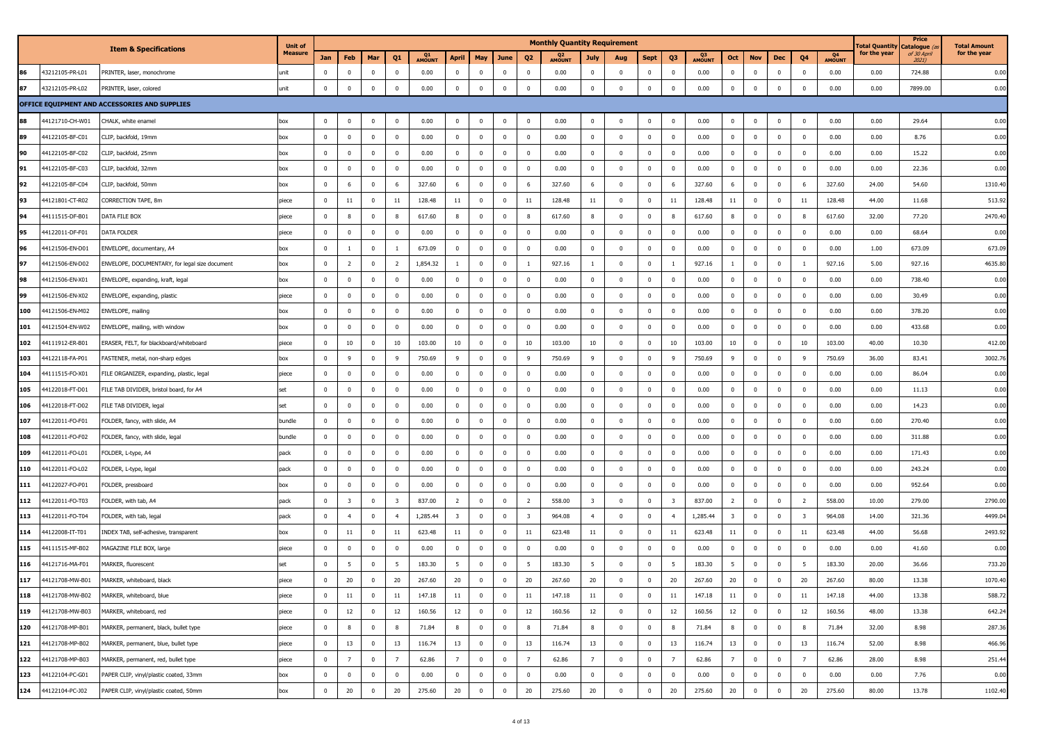| | Item & Specifications | | Unit of Measure | Monthly Quantity Requirement | | | | | | | | | | | | | | | | | | | | | | Total Quantity for the year | Price Catalogue (as of 30 April 2021) | Total Amount for the year |
|---|---|---|---|---|---|---|---|---|---|---|---|---|---|---|---|---|---|---|---|---|---|---|---|---|---|---|---|---|
| | | | | Jan | Feb | Mar | Q1 | Q1 AMOUNT | April | May | June | Q2 | Q2 AMOUNT | July | Aug | Sept | Q3 | Q3 AMOUNT | Oct | Nov | Dec | Q4 | Q4 AMOUNT | | | |
| 86 | 43212105-PR-L01 | PRINTER, laser, monochrome | unit | 0 | 0 | 0 | 0 | 0.00 | 0 | 0 | 0 | 0 | 0.00 | 0 | 0 | 0 | 0 | 0.00 | 0 | 0 | 0 | 0 | 0.00 | 0.00 | 724.88 | 0.00 |
| 87 | 43212105-PR-L02 | PRINTER, laser, colored | unit | 0 | 0 | 0 | 0 | 0.00 | 0 | 0 | 0 | 0 | 0.00 | 0 | 0 | 0 | 0 | 0.00 | 0 | 0 | 0 | 0 | 0.00 | 0.00 | 7899.00 | 0.00 |
| **OFFICE EQUIPMENT AND ACCESSORIES AND SUPPLIES** | | | | | | | | | | | | | | | | | | | | | | | | | | |
| 88 | 44121710-CH-W01 | CHALK, white enamel | box | 0 | 0 | 0 | 0 | 0.00 | 0 | 0 | 0 | 0 | 0.00 | 0 | 0 | 0 | 0 | 0.00 | 0 | 0 | 0 | 0 | 0.00 | 0.00 | 29.64 | 0.00 |
| 89 | 44122105-BF-C01 | CLIP, backfold, 19mm | box | 0 | 0 | 0 | 0 | 0.00 | 0 | 0 | 0 | 0 | 0.00 | 0 | 0 | 0 | 0 | 0.00 | 0 | 0 | 0 | 0 | 0.00 | 0.00 | 8.76 | 0.00 |
| 90 | 44122105-BF-C02 | CLIP, backfold, 25mm | box | 0 | 0 | 0 | 0 | 0.00 | 0 | 0 | 0 | 0 | 0.00 | 0 | 0 | 0 | 0 | 0.00 | 0 | 0 | 0 | 0 | 0.00 | 0.00 | 15.22 | 0.00 |
| 91 | 44122105-BF-C03 | CLIP, backfold, 32mm | box | 0 | 0 | 0 | 0 | 0.00 | 0 | 0 | 0 | 0 | 0.00 | 0 | 0 | 0 | 0 | 0.00 | 0 | 0 | 0 | 0 | 0.00 | 0.00 | 22.36 | 0.00 |
| 92 | 44122105-BF-C04 | CLIP, backfold, 50mm | box | 0 | 6 | 0 | 6 | 327.60 | 6 | 0 | 0 | 6 | 327.60 | 6 | 0 | 0 | 6 | 327.60 | 6 | 0 | 0 | 6 | 327.60 | 24.00 | 54.60 | 1310.40 |
| 93 | 44121801-CT-R02 | CORRECTION TAPE, 8m | piece | 0 | 11 | 0 | 11 | 128.48 | 11 | 0 | 0 | 11 | 128.48 | 11 | 0 | 0 | 11 | 128.48 | 11 | 0 | 0 | 11 | 128.48 | 44.00 | 11.68 | 513.92 |
| 94 | 44111515-DF-B01 | DATA FILE BOX | piece | 0 | 8 | 0 | 8 | 617.60 | 8 | 0 | 0 | 8 | 617.60 | 8 | 0 | 0 | 8 | 617.60 | 8 | 0 | 0 | 8 | 617.60 | 32.00 | 77.20 | 2470.40 |
| 95 | 44122011-DF-F01 | DATA FOLDER | piece | 0 | 0 | 0 | 0 | 0.00 | 0 | 0 | 0 | 0 | 0.00 | 0 | 0 | 0 | 0 | 0.00 | 0 | 0 | 0 | 0 | 0.00 | 0.00 | 68.64 | 0.00 |
| 96 | 44121506-EN-D01 | ENVELOPE, documentary, A4 | box | 0 | 1 | 0 | 1 | 673.09 | 0 | 0 | 0 | 0 | 0.00 | 0 | 0 | 0 | 0 | 0.00 | 0 | 0 | 0 | 0 | 0.00 | 1.00 | 673.09 | 673.09 |
| 97 | 44121506-EN-D02 | ENVELOPE, DOCUMENTARY, for legal size document | box | 0 | 2 | 0 | 2 | 1,854.32 | 1 | 0 | 0 | 1 | 927.16 | 1 | 0 | 0 | 1 | 927.16 | 1 | 0 | 0 | 1 | 927.16 | 5.00 | 927.16 | 4635.80 |
| 98 | 44121506-EN-X01 | ENVELOPE, expanding, kraft, legal | box | 0 | 0 | 0 | 0 | 0.00 | 0 | 0 | 0 | 0 | 0.00 | 0 | 0 | 0 | 0 | 0.00 | 0 | 0 | 0 | 0 | 0.00 | 0.00 | 738.40 | 0.00 |
| 99 | 44121506-EN-X02 | ENVELOPE, expanding, plastic | piece | 0 | 0 | 0 | 0 | 0.00 | 0 | 0 | 0 | 0 | 0.00 | 0 | 0 | 0 | 0 | 0.00 | 0 | 0 | 0 | 0 | 0.00 | 0.00 | 30.49 | 0.00 |
| 100 | 44121506-EN-M02 | ENVELOPE, mailing | box | 0 | 0 | 0 | 0 | 0.00 | 0 | 0 | 0 | 0 | 0.00 | 0 | 0 | 0 | 0 | 0.00 | 0 | 0 | 0 | 0 | 0.00 | 0.00 | 378.20 | 0.00 |
| 101 | 44121504-EN-W02 | ENVELOPE, mailing, with window | box | 0 | 0 | 0 | 0 | 0.00 | 0 | 0 | 0 | 0 | 0.00 | 0 | 0 | 0 | 0 | 0.00 | 0 | 0 | 0 | 0 | 0.00 | 0.00 | 433.68 | 0.00 |
| 102 | 44111912-ER-B01 | ERASER, FELT, for blackboard/whiteboard | piece | 0 | 10 | 0 | 10 | 103.00 | 10 | 0 | 0 | 10 | 103.00 | 10 | 0 | 0 | 10 | 103.00 | 10 | 0 | 0 | 10 | 103.00 | 40.00 | 10.30 | 412.00 |
| 103 | 44122118-FA-P01 | FASTENER, metal, non-sharp edges | box | 0 | 9 | 0 | 9 | 750.69 | 9 | 0 | 0 | 9 | 750.69 | 9 | 0 | 0 | 9 | 750.69 | 9 | 0 | 0 | 9 | 750.69 | 36.00 | 83.41 | 3002.76 |
| 104 | 44111515-FO-X01 | FILE ORGANIZER, expanding, plastic, legal | piece | 0 | 0 | 0 | 0 | 0.00 | 0 | 0 | 0 | 0 | 0.00 | 0 | 0 | 0 | 0 | 0.00 | 0 | 0 | 0 | 0 | 0.00 | 0.00 | 86.04 | 0.00 |
| 105 | 44122018-FT-D01 | FILE TAB DIVIDER, bristol board, for A4 | set | 0 | 0 | 0 | 0 | 0.00 | 0 | 0 | 0 | 0 | 0.00 | 0 | 0 | 0 | 0 | 0.00 | 0 | 0 | 0 | 0 | 0.00 | 0.00 | 11.13 | 0.00 |
| 106 | 44122018-FT-D02 | FILE TAB DIVIDER, legal | set | 0 | 0 | 0 | 0 | 0.00 | 0 | 0 | 0 | 0 | 0.00 | 0 | 0 | 0 | 0 | 0.00 | 0 | 0 | 0 | 0 | 0.00 | 0.00 | 14.23 | 0.00 |
| 107 | 44122011-FO-F01 | FOLDER, fancy, with slide, A4 | bundle | 0 | 0 | 0 | 0 | 0.00 | 0 | 0 | 0 | 0 | 0.00 | 0 | 0 | 0 | 0 | 0.00 | 0 | 0 | 0 | 0 | 0.00 | 0.00 | 270.40 | 0.00 |
| 108 | 44122011-FO-F02 | FOLDER, fancy, with slide, legal | bundle | 0 | 0 | 0 | 0 | 0.00 | 0 | 0 | 0 | 0 | 0.00 | 0 | 0 | 0 | 0 | 0.00 | 0 | 0 | 0 | 0 | 0.00 | 0.00 | 311.88 | 0.00 |
| 109 | 44122011-FO-L01 | FOLDER, L-type, A4 | pack | 0 | 0 | 0 | 0 | 0.00 | 0 | 0 | 0 | 0 | 0.00 | 0 | 0 | 0 | 0 | 0.00 | 0 | 0 | 0 | 0 | 0.00 | 0.00 | 171.43 | 0.00 |
| 110 | 44122011-FO-L02 | FOLDER, L-type, legal | pack | 0 | 0 | 0 | 0 | 0.00 | 0 | 0 | 0 | 0 | 0.00 | 0 | 0 | 0 | 0 | 0.00 | 0 | 0 | 0 | 0 | 0.00 | 0.00 | 243.24 | 0.00 |
| 111 | 44122027-FO-P01 | FOLDER, pressboard | box | 0 | 0 | 0 | 0 | 0.00 | 0 | 0 | 0 | 0 | 0.00 | 0 | 0 | 0 | 0 | 0.00 | 0 | 0 | 0 | 0 | 0.00 | 0.00 | 952.64 | 0.00 |
| 112 | 44122011-FO-T03 | FOLDER, with tab, A4 | pack | 0 | 3 | 0 | 3 | 837.00 | 2 | 0 | 0 | 2 | 558.00 | 3 | 0 | 0 | 3 | 837.00 | 2 | 0 | 0 | 2 | 558.00 | 10.00 | 279.00 | 2790.00 |
| 113 | 44122011-FO-T04 | FOLDER, with tab, legal | pack | 0 | 4 | 0 | 4 | 1,285.44 | 3 | 0 | 0 | 3 | 964.08 | 4 | 0 | 0 | 4 | 1,285.44 | 3 | 0 | 0 | 3 | 964.08 | 14.00 | 321.36 | 4499.04 |
| 114 | 44122008-IT-T01 | INDEX TAB, self-adhesive, transparent | box | 0 | 11 | 0 | 11 | 623.48 | 11 | 0 | 0 | 11 | 623.48 | 11 | 0 | 0 | 11 | 623.48 | 11 | 0 | 0 | 11 | 623.48 | 44.00 | 56.68 | 2493.92 |
| 115 | 44111515-MF-B02 | MAGAZINE FILE BOX, large | piece | 0 | 0 | 0 | 0 | 0.00 | 0 | 0 | 0 | 0 | 0.00 | 0 | 0 | 0 | 0 | 0.00 | 0 | 0 | 0 | 0 | 0.00 | 0.00 | 41.60 | 0.00 |
| 116 | 44121716-MA-F01 | MARKER, fluorescent | set | 0 | 5 | 0 | 5 | 183.30 | 5 | 0 | 0 | 5 | 183.30 | 5 | 0 | 0 | 5 | 183.30 | 5 | 0 | 0 | 5 | 183.30 | 20.00 | 36.66 | 733.20 |
| 117 | 44121708-MW-B01 | MARKER, whiteboard, black | piece | 0 | 20 | 0 | 20 | 267.60 | 20 | 0 | 0 | 20 | 267.60 | 20 | 0 | 0 | 20 | 267.60 | 20 | 0 | 0 | 20 | 267.60 | 80.00 | 13.38 | 1070.40 |
| 118 | 44121708-MW-B02 | MARKER, whiteboard, blue | piece | 0 | 11 | 0 | 11 | 147.18 | 11 | 0 | 0 | 11 | 147.18 | 11 | 0 | 0 | 11 | 147.18 | 11 | 0 | 0 | 11 | 147.18 | 44.00 | 13.38 | 588.72 |
| 119 | 44121708-MW-B03 | MARKER, whiteboard, red | piece | 0 | 12 | 0 | 12 | 160.56 | 12 | 0 | 0 | 12 | 160.56 | 12 | 0 | 0 | 12 | 160.56 | 12 | 0 | 0 | 12 | 160.56 | 48.00 | 13.38 | 642.24 |
| 120 | 44121708-MP-B01 | MARKER, permanent, black, bullet type | piece | 0 | 8 | 0 | 8 | 71.84 | 8 | 0 | 0 | 8 | 71.84 | 8 | 0 | 0 | 8 | 71.84 | 8 | 0 | 0 | 8 | 71.84 | 32.00 | 8.98 | 287.36 |
| 121 | 44121708-MP-B02 | MARKER, permanent, blue, bullet type | piece | 0 | 13 | 0 | 13 | 116.74 | 13 | 0 | 0 | 13 | 116.74 | 13 | 0 | 0 | 13 | 116.74 | 13 | 0 | 0 | 13 | 116.74 | 52.00 | 8.98 | 466.96 |
| 122 | 44121708-MP-B03 | MARKER, permanent, red, bullet type | piece | 0 | 7 | 0 | 7 | 62.86 | 7 | 0 | 0 | 7 | 62.86 | 7 | 0 | 0 | 7 | 62.86 | 7 | 0 | 0 | 7 | 62.86 | 28.00 | 8.98 | 251.44 |
| 123 | 44122104-PC-G01 | PAPER CLIP, vinyl/plastic coated, 33mm | box | 0 | 0 | 0 | 0 | 0.00 | 0 | 0 | 0 | 0 | 0.00 | 0 | 0 | 0 | 0 | 0.00 | 0 | 0 | 0 | 0 | 0.00 | 0.00 | 7.76 | 0.00 |
| 124 | 44122104-PC-J02 | PAPER CLIP, vinyl/plastic coated, 50mm | box | 0 | 20 | 0 | 20 | 275.60 | 20 | 0 | 0 | 20 | 275.60 | 20 | 0 | 0 | 20 | 275.60 | 20 | 0 | 0 | 20 | 275.60 | 80.00 | 13.78 | 1102.40 |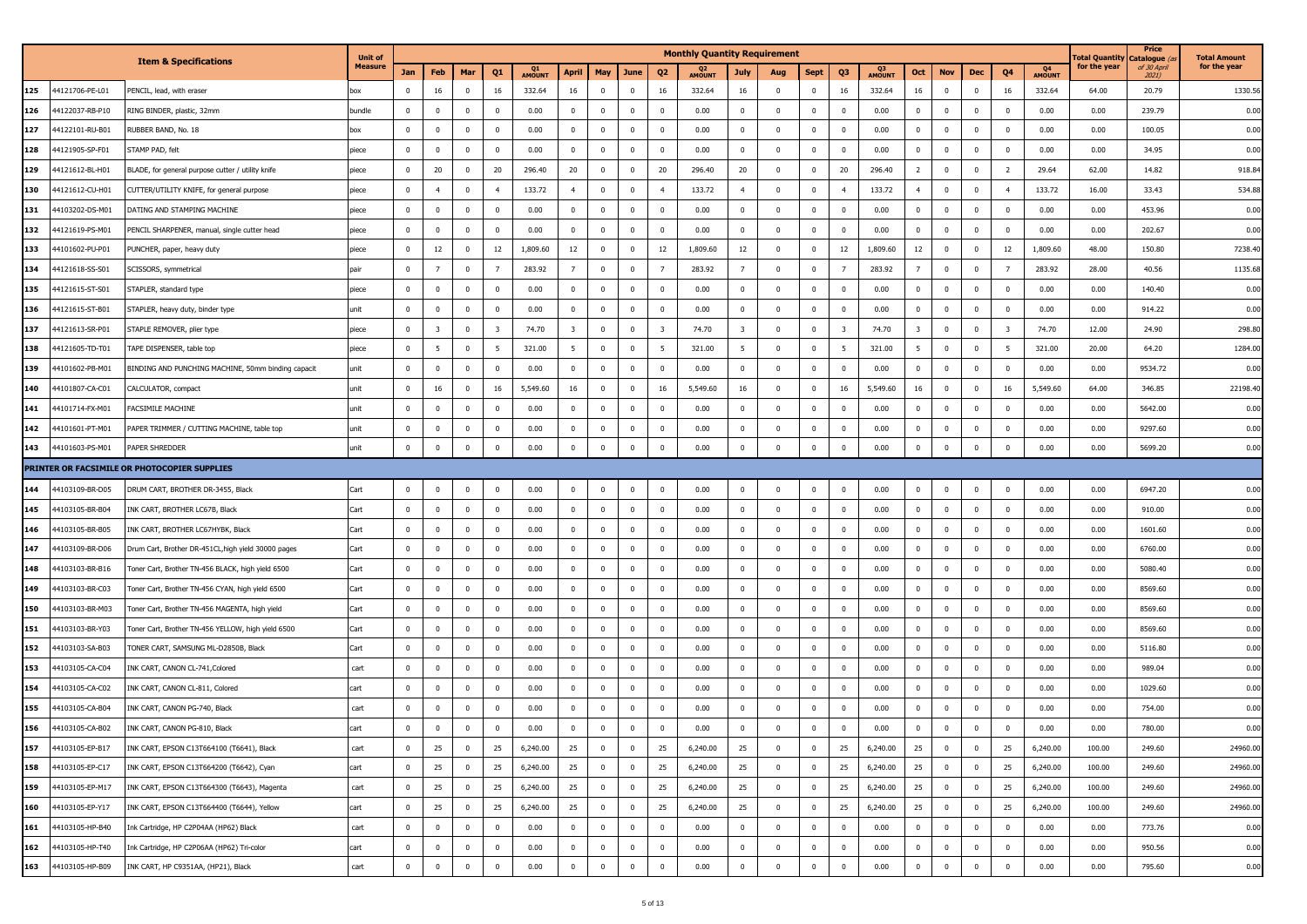| | | Item & Specifications | Unit of Measure | Monthly Quantity Requirement | | | | | | | | | | | | | | | | | | | | Total Quantity for the year | Price Catalogue (as of 30 April 2021) | Total Amount for the year |
|---|---|---|---|---|---|---|---|---|---|---|---|---|---|---|---|---|---|---|---|---|---|---|---|---|---|---|
| | | | | Jan | Feb | Mar | Q1 | Q1 AMOUNT | April | May | June | Q2 | Q2 AMOUNT | July | Aug | Sept | Q3 | Q3 AMOUNT | Oct | Nov | Dec | Q4 | Q4 AMOUNT | | | |
| 125 | 44121706-PE-L01 | PENCIL, lead, with eraser | box | 0 | 16 | 0 | 16 | 332.64 | 16 | 0 | 0 | 16 | 332.64 | 16 | 0 | 0 | 16 | 332.64 | 16 | 0 | 0 | 16 | 332.64 | 64.00 | 20.79 | 1330.56 |
| 126 | 44122037-RB-P10 | RING BINDER, plastic, 32mm | bundle | 0 | 0 | 0 | 0 | 0.00 | 0 | 0 | 0 | 0 | 0.00 | 0 | 0 | 0 | 0 | 0.00 | 0 | 0 | 0 | 0 | 0.00 | 0.00 | 239.79 | 0.00 |
| 127 | 44122101-RU-B01 | RUBBER BAND, No. 18 | box | 0 | 0 | 0 | 0 | 0.00 | 0 | 0 | 0 | 0 | 0.00 | 0 | 0 | 0 | 0 | 0.00 | 0 | 0 | 0 | 0 | 0.00 | 0.00 | 100.05 | 0.00 |
| 128 | 44121905-SP-F01 | STAMP PAD, felt | piece | 0 | 0 | 0 | 0 | 0.00 | 0 | 0 | 0 | 0 | 0.00 | 0 | 0 | 0 | 0 | 0.00 | 0 | 0 | 0 | 0 | 0.00 | 0.00 | 34.95 | 0.00 |
| 129 | 44121612-BL-H01 | BLADE, for general purpose cutter / utility knife | piece | 0 | 20 | 0 | 20 | 296.40 | 20 | 0 | 0 | 20 | 296.40 | 20 | 0 | 0 | 20 | 296.40 | 2 | 0 | 0 | 2 | 29.64 | 62.00 | 14.82 | 918.84 |
| 130 | 44121612-CU-H01 | CUTTER/UTILITY KNIFE, for general purpose | piece | 0 | 4 | 0 | 4 | 133.72 | 4 | 0 | 0 | 4 | 133.72 | 4 | 0 | 0 | 4 | 133.72 | 4 | 0 | 0 | 4 | 133.72 | 16.00 | 33.43 | 534.88 |
| 131 | 44103202-DS-M01 | DATING AND STAMPING MACHINE | piece | 0 | 0 | 0 | 0 | 0.00 | 0 | 0 | 0 | 0 | 0.00 | 0 | 0 | 0 | 0 | 0.00 | 0 | 0 | 0 | 0 | 0.00 | 0.00 | 453.96 | 0.00 |
| 132 | 44121619-PS-M01 | PENCIL SHARPENER, manual, single cutter head | piece | 0 | 0 | 0 | 0 | 0.00 | 0 | 0 | 0 | 0 | 0.00 | 0 | 0 | 0 | 0 | 0.00 | 0 | 0 | 0 | 0 | 0.00 | 0.00 | 202.67 | 0.00 |
| 133 | 44101602-PU-P01 | PUNCHER, paper, heavy duty | piece | 0 | 12 | 0 | 12 | 1,809.60 | 12 | 0 | 0 | 12 | 1,809.60 | 12 | 0 | 0 | 12 | 1,809.60 | 12 | 0 | 0 | 12 | 1,809.60 | 48.00 | 150.80 | 7238.40 |
| 134 | 44121618-SS-S01 | SCISSORS, symmetrical | pair | 0 | 7 | 0 | 7 | 283.92 | 7 | 0 | 0 | 7 | 283.92 | 7 | 0 | 0 | 7 | 283.92 | 7 | 0 | 0 | 7 | 283.92 | 28.00 | 40.56 | 1135.68 |
| 135 | 44121615-ST-S01 | STAPLER, standard type | piece | 0 | 0 | 0 | 0 | 0.00 | 0 | 0 | 0 | 0 | 0.00 | 0 | 0 | 0 | 0 | 0.00 | 0 | 0 | 0 | 0 | 0.00 | 0.00 | 140.40 | 0.00 |
| 136 | 44121615-ST-B01 | STAPLER, heavy duty, binder type | unit | 0 | 0 | 0 | 0 | 0.00 | 0 | 0 | 0 | 0 | 0.00 | 0 | 0 | 0 | 0 | 0.00 | 0 | 0 | 0 | 0 | 0.00 | 0.00 | 914.22 | 0.00 |
| 137 | 44121613-SR-P01 | STAPLE REMOVER, plier type | piece | 0 | 3 | 0 | 3 | 74.70 | 3 | 0 | 0 | 3 | 74.70 | 3 | 0 | 0 | 3 | 74.70 | 3 | 0 | 0 | 3 | 74.70 | 12.00 | 24.90 | 298.80 |
| 138 | 44121605-TD-T01 | TAPE DISPENSER, table top | piece | 0 | 5 | 0 | 5 | 321.00 | 5 | 0 | 0 | 5 | 321.00 | 5 | 0 | 0 | 5 | 321.00 | 5 | 0 | 0 | 5 | 321.00 | 20.00 | 64.20 | 1284.00 |
| 139 | 44101602-PB-M01 | BINDING AND PUNCHING MACHINE, 50mm binding capacit | unit | 0 | 0 | 0 | 0 | 0.00 | 0 | 0 | 0 | 0 | 0.00 | 0 | 0 | 0 | 0 | 0.00 | 0 | 0 | 0 | 0 | 0.00 | 0.00 | 9534.72 | 0.00 |
| 140 | 44101807-CA-C01 | CALCULATOR, compact | unit | 0 | 16 | 0 | 16 | 5,549.60 | 16 | 0 | 0 | 16 | 5,549.60 | 16 | 0 | 0 | 16 | 5,549.60 | 16 | 0 | 0 | 16 | 5,549.60 | 64.00 | 346.85 | 22198.40 |
| 141 | 44101714-FX-M01 | FACSIMILE MACHINE | unit | 0 | 0 | 0 | 0 | 0.00 | 0 | 0 | 0 | 0 | 0.00 | 0 | 0 | 0 | 0 | 0.00 | 0 | 0 | 0 | 0 | 0.00 | 0.00 | 5642.00 | 0.00 |
| 142 | 44101601-PT-M01 | PAPER TRIMMER / CUTTING MACHINE, table top | unit | 0 | 0 | 0 | 0 | 0.00 | 0 | 0 | 0 | 0 | 0.00 | 0 | 0 | 0 | 0 | 0.00 | 0 | 0 | 0 | 0 | 0.00 | 0.00 | 9297.60 | 0.00 |
| 143 | 44101603-PS-M01 | PAPER SHREDDER | unit | 0 | 0 | 0 | 0 | 0.00 | 0 | 0 | 0 | 0 | 0.00 | 0 | 0 | 0 | 0 | 0.00 | 0 | 0 | 0 | 0 | 0.00 | 0.00 | 5699.20 | 0.00 |
| **PRINTER OR FACSIMILE OR PHOTOCOPIER SUPPLIES** | | | | | | | | | | | | | | | | | | | | | | | | | | |
| 144 | 44103109-BR-D05 | DRUM CART, BROTHER DR-3455, Black | Cart | 0 | 0 | 0 | 0 | 0.00 | 0 | 0 | 0 | 0 | 0.00 | 0 | 0 | 0 | 0 | 0.00 | 0 | 0 | 0 | 0 | 0.00 | 0.00 | 6947.20 | 0.00 |
| 145 | 44103105-BR-B04 | INK CART, BROTHER LC67B, Black | Cart | 0 | 0 | 0 | 0 | 0.00 | 0 | 0 | 0 | 0 | 0.00 | 0 | 0 | 0 | 0 | 0.00 | 0 | 0 | 0 | 0 | 0.00 | 0.00 | 910.00 | 0.00 |
| 146 | 44103105-BR-B05 | INK CART, BROTHER LC67HYBK, Black | Cart | 0 | 0 | 0 | 0 | 0.00 | 0 | 0 | 0 | 0 | 0.00 | 0 | 0 | 0 | 0 | 0.00 | 0 | 0 | 0 | 0 | 0.00 | 0.00 | 1601.60 | 0.00 |
| 147 | 44103109-BR-D06 | Drum Cart, Brother DR-451CL,high yield 30000 pages | Cart | 0 | 0 | 0 | 0 | 0.00 | 0 | 0 | 0 | 0 | 0.00 | 0 | 0 | 0 | 0 | 0.00 | 0 | 0 | 0 | 0 | 0.00 | 0.00 | 6760.00 | 0.00 |
| 148 | 44103103-BR-B16 | Toner Cart, Brother TN-456 BLACK, high yield 6500 | Cart | 0 | 0 | 0 | 0 | 0.00 | 0 | 0 | 0 | 0 | 0.00 | 0 | 0 | 0 | 0 | 0.00 | 0 | 0 | 0 | 0 | 0.00 | 0.00 | 5080.40 | 0.00 |
| 149 | 44103103-BR-C03 | Toner Cart, Brother TN-456 CYAN, high yield 6500 | Cart | 0 | 0 | 0 | 0 | 0.00 | 0 | 0 | 0 | 0 | 0.00 | 0 | 0 | 0 | 0 | 0.00 | 0 | 0 | 0 | 0 | 0.00 | 0.00 | 8569.60 | 0.00 |
| 150 | 44103103-BR-M03 | Toner Cart, Brother TN-456 MAGENTA, high yield | Cart | 0 | 0 | 0 | 0 | 0.00 | 0 | 0 | 0 | 0 | 0.00 | 0 | 0 | 0 | 0 | 0.00 | 0 | 0 | 0 | 0 | 0.00 | 0.00 | 8569.60 | 0.00 |
| 151 | 44103103-BR-Y03 | Toner Cart, Brother TN-456 YELLOW, high yield 6500 | Cart | 0 | 0 | 0 | 0 | 0.00 | 0 | 0 | 0 | 0 | 0.00 | 0 | 0 | 0 | 0 | 0.00 | 0 | 0 | 0 | 0 | 0.00 | 0.00 | 8569.60 | 0.00 |
| 152 | 44103103-SA-B03 | TONER CART, SAMSUNG ML-D2850B, Black | Cart | 0 | 0 | 0 | 0 | 0.00 | 0 | 0 | 0 | 0 | 0.00 | 0 | 0 | 0 | 0 | 0.00 | 0 | 0 | 0 | 0 | 0.00 | 0.00 | 5116.80 | 0.00 |
| 153 | 44103105-CA-C04 | INK CART, CANON CL-741,Colored | cart | 0 | 0 | 0 | 0 | 0.00 | 0 | 0 | 0 | 0 | 0.00 | 0 | 0 | 0 | 0 | 0.00 | 0 | 0 | 0 | 0 | 0.00 | 0.00 | 989.04 | 0.00 |
| 154 | 44103105-CA-C02 | INK CART, CANON CL-811, Colored | cart | 0 | 0 | 0 | 0 | 0.00 | 0 | 0 | 0 | 0 | 0.00 | 0 | 0 | 0 | 0 | 0.00 | 0 | 0 | 0 | 0 | 0.00 | 0.00 | 1029.60 | 0.00 |
| 155 | 44103105-CA-B04 | INK CART, CANON PG-740, Black | cart | 0 | 0 | 0 | 0 | 0.00 | 0 | 0 | 0 | 0 | 0.00 | 0 | 0 | 0 | 0 | 0.00 | 0 | 0 | 0 | 0 | 0.00 | 0.00 | 754.00 | 0.00 |
| 156 | 44103105-CA-B02 | INK CART, CANON PG-810, Black | cart | 0 | 0 | 0 | 0 | 0.00 | 0 | 0 | 0 | 0 | 0.00 | 0 | 0 | 0 | 0 | 0.00 | 0 | 0 | 0 | 0 | 0.00 | 0.00 | 780.00 | 0.00 |
| 157 | 44103105-EP-B17 | INK CART, EPSON C13T664100 (T6641), Black | cart | 0 | 25 | 0 | 25 | 6,240.00 | 25 | 0 | 0 | 25 | 6,240.00 | 25 | 0 | 0 | 25 | 6,240.00 | 25 | 0 | 0 | 25 | 6,240.00 | 100.00 | 249.60 | 24960.00 |
| 158 | 44103105-EP-C17 | INK CART, EPSON C13T664200 (T6642), Cyan | cart | 0 | 25 | 0 | 25 | 6,240.00 | 25 | 0 | 0 | 25 | 6,240.00 | 25 | 0 | 0 | 25 | 6,240.00 | 25 | 0 | 0 | 25 | 6,240.00 | 100.00 | 249.60 | 24960.00 |
| 159 | 44103105-EP-M17 | INK CART, EPSON C13T664300 (T6643), Magenta | cart | 0 | 25 | 0 | 25 | 6,240.00 | 25 | 0 | 0 | 25 | 6,240.00 | 25 | 0 | 0 | 25 | 6,240.00 | 25 | 0 | 0 | 25 | 6,240.00 | 100.00 | 249.60 | 24960.00 |
| 160 | 44103105-EP-Y17 | INK CART, EPSON C13T664400 (T6644), Yellow | cart | 0 | 25 | 0 | 25 | 6,240.00 | 25 | 0 | 0 | 25 | 6,240.00 | 25 | 0 | 0 | 25 | 6,240.00 | 25 | 0 | 0 | 25 | 6,240.00 | 100.00 | 249.60 | 24960.00 |
| 161 | 44103105-HP-B40 | Ink Cartridge, HP C2P04AA (HP62) Black | cart | 0 | 0 | 0 | 0 | 0.00 | 0 | 0 | 0 | 0 | 0.00 | 0 | 0 | 0 | 0 | 0.00 | 0 | 0 | 0 | 0 | 0.00 | 0.00 | 773.76 | 0.00 |
| 162 | 44103105-HP-T40 | Ink Cartridge, HP C2P06AA (HP62) Tri-color | cart | 0 | 0 | 0 | 0 | 0.00 | 0 | 0 | 0 | 0 | 0.00 | 0 | 0 | 0 | 0 | 0.00 | 0 | 0 | 0 | 0 | 0.00 | 0.00 | 950.56 | 0.00 |
| 163 | 44103105-HP-B09 | INK CART, HP C9351AA, (HP21), Black | cart | 0 | 0 | 0 | 0 | 0.00 | 0 | 0 | 0 | 0 | 0.00 | 0 | 0 | 0 | 0 | 0.00 | 0 | 0 | 0 | 0 | 0.00 | 0.00 | 795.60 | 0.00 |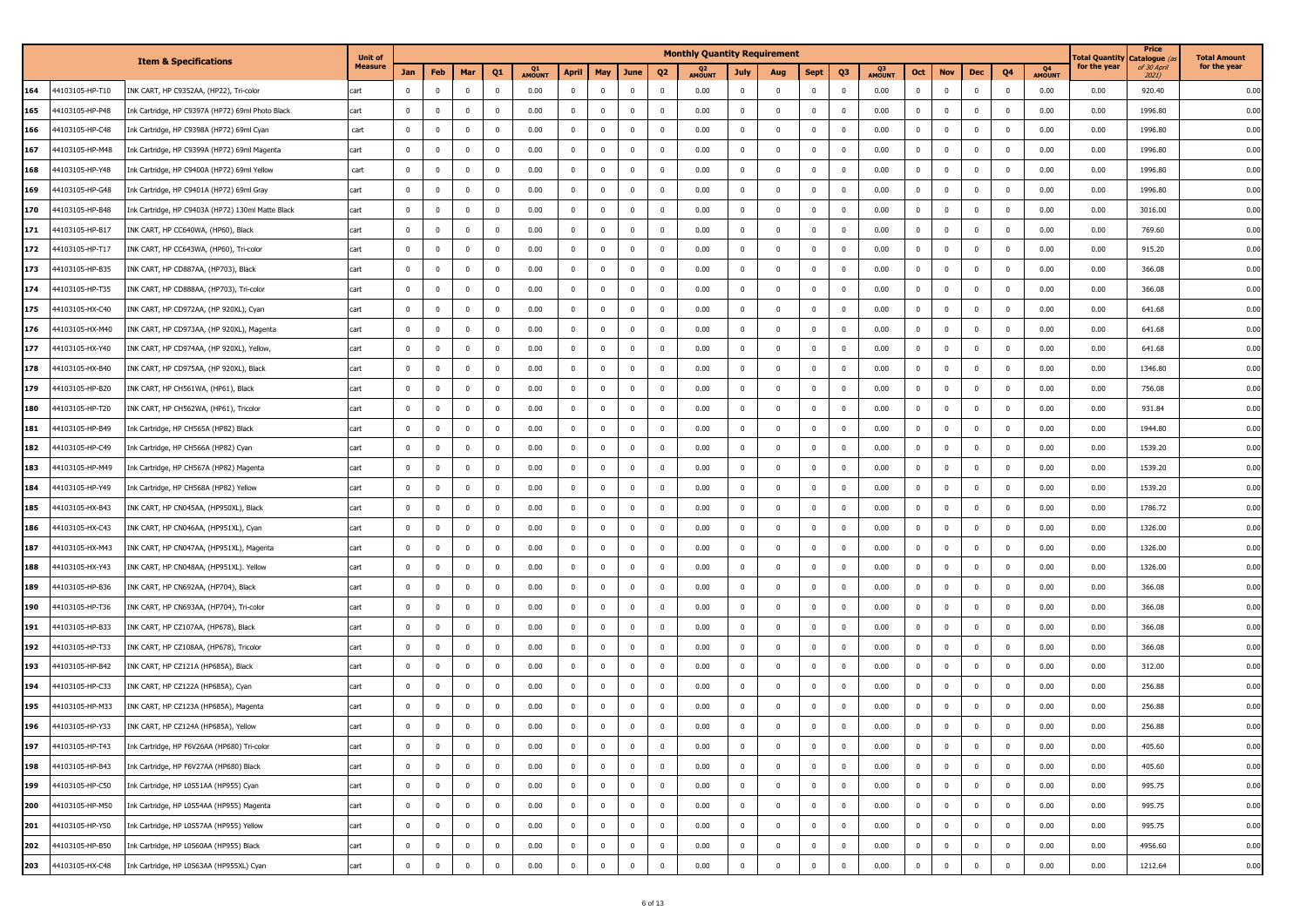| | Item & Specifications | | Unit of Measure | Monthly Quantity Requirement | | | | | | | | | | | | | | | | | | | | Total Quantity for the year | Price Catalogue (as of 30 April 2021) | Total Amount for the year |
|---|---|---|---|---|---|---|---|---|---|---|---|---|---|---|---|---|---|---|---|---|---|---|---|---|---|---|
| | | | | Jan | Feb | Mar | Q1 | Q1 AMOUNT | April | May | June | Q2 | Q2 AMOUNT | July | Aug | Sept | Q3 | Q3 AMOUNT | Oct | Nov | Dec | Q4 | Q4 AMOUNT | | | |
| 164 | 44103105-HP-T10 | INK CART, HP C9352AA, (HP22), Tri-color | cart | 0 | 0 | 0 | 0 | 0.00 | 0 | 0 | 0 | 0 | 0.00 | 0 | 0 | 0 | 0 | 0.00 | 0 | 0 | 0 | 0 | 0.00 | 0.00 | 920.40 | 0.00 |
| 165 | 44103105-HP-P48 | Ink Cartridge, HP C9397A (HP72) 69ml Photo Black | cart | 0 | 0 | 0 | 0 | 0.00 | 0 | 0 | 0 | 0 | 0.00 | 0 | 0 | 0 | 0 | 0.00 | 0 | 0 | 0 | 0 | 0.00 | 0.00 | 1996.80 | 0.00 |
| 166 | 44103105-HP-C48 | Ink Cartridge, HP C9398A (HP72) 69ml Cyan | cart | 0 | 0 | 0 | 0 | 0.00 | 0 | 0 | 0 | 0 | 0.00 | 0 | 0 | 0 | 0 | 0.00 | 0 | 0 | 0 | 0 | 0.00 | 0.00 | 1996.80 | 0.00 |
| 167 | 44103105-HP-M48 | Ink Cartridge, HP C9399A (HP72) 69ml Magenta | cart | 0 | 0 | 0 | 0 | 0.00 | 0 | 0 | 0 | 0 | 0.00 | 0 | 0 | 0 | 0 | 0.00 | 0 | 0 | 0 | 0 | 0.00 | 0.00 | 1996.80 | 0.00 |
| 168 | 44103105-HP-Y48 | Ink Cartridge, HP C9400A (HP72) 69ml Yellow | cart | 0 | 0 | 0 | 0 | 0.00 | 0 | 0 | 0 | 0 | 0.00 | 0 | 0 | 0 | 0 | 0.00 | 0 | 0 | 0 | 0 | 0.00 | 0.00 | 1996.80 | 0.00 |
| 169 | 44103105-HP-G48 | Ink Cartridge, HP C9401A (HP72) 69ml Gray | cart | 0 | 0 | 0 | 0 | 0.00 | 0 | 0 | 0 | 0 | 0.00 | 0 | 0 | 0 | 0 | 0.00 | 0 | 0 | 0 | 0 | 0.00 | 0.00 | 1996.80 | 0.00 |
| 170 | 44103105-HP-B48 | Ink Cartridge, HP C9403A (HP72) 130ml Matte Black | cart | 0 | 0 | 0 | 0 | 0.00 | 0 | 0 | 0 | 0 | 0.00 | 0 | 0 | 0 | 0 | 0.00 | 0 | 0 | 0 | 0 | 0.00 | 0.00 | 3016.00 | 0.00 |
| 171 | 44103105-HP-B17 | INK CART, HP CC640WA, (HP60), Black | cart | 0 | 0 | 0 | 0 | 0.00 | 0 | 0 | 0 | 0 | 0.00 | 0 | 0 | 0 | 0 | 0.00 | 0 | 0 | 0 | 0 | 0.00 | 0.00 | 769.60 | 0.00 |
| 172 | 44103105-HP-T17 | INK CART, HP CC643WA, (HP60), Tri-color | cart | 0 | 0 | 0 | 0 | 0.00 | 0 | 0 | 0 | 0 | 0.00 | 0 | 0 | 0 | 0 | 0.00 | 0 | 0 | 0 | 0 | 0.00 | 0.00 | 915.20 | 0.00 |
| 173 | 44103105-HP-B35 | INK CART, HP CD887AA, (HP703), Black | cart | 0 | 0 | 0 | 0 | 0.00 | 0 | 0 | 0 | 0 | 0.00 | 0 | 0 | 0 | 0 | 0.00 | 0 | 0 | 0 | 0 | 0.00 | 0.00 | 366.08 | 0.00 |
| 174 | 44103105-HP-T35 | INK CART, HP CD888AA, (HP703), Tri-color | cart | 0 | 0 | 0 | 0 | 0.00 | 0 | 0 | 0 | 0 | 0.00 | 0 | 0 | 0 | 0 | 0.00 | 0 | 0 | 0 | 0 | 0.00 | 0.00 | 366.08 | 0.00 |
| 175 | 44103105-HX-C40 | INK CART, HP CD972AA, (HP 920XL), Cyan | cart | 0 | 0 | 0 | 0 | 0.00 | 0 | 0 | 0 | 0 | 0.00 | 0 | 0 | 0 | 0 | 0.00 | 0 | 0 | 0 | 0 | 0.00 | 0.00 | 641.68 | 0.00 |
| 176 | 44103105-HX-M40 | INK CART, HP CD973AA, (HP 920XL), Magenta | cart | 0 | 0 | 0 | 0 | 0.00 | 0 | 0 | 0 | 0 | 0.00 | 0 | 0 | 0 | 0 | 0.00 | 0 | 0 | 0 | 0 | 0.00 | 0.00 | 641.68 | 0.00 |
| 177 | 44103105-HX-Y40 | INK CART, HP CD974AA, (HP 920XL), Yellow, | cart | 0 | 0 | 0 | 0 | 0.00 | 0 | 0 | 0 | 0 | 0.00 | 0 | 0 | 0 | 0 | 0.00 | 0 | 0 | 0 | 0 | 0.00 | 0.00 | 641.68 | 0.00 |
| 178 | 44103105-HX-B40 | INK CART, HP CD975AA, (HP 920XL), Black | cart | 0 | 0 | 0 | 0 | 0.00 | 0 | 0 | 0 | 0 | 0.00 | 0 | 0 | 0 | 0 | 0.00 | 0 | 0 | 0 | 0 | 0.00 | 0.00 | 1346.80 | 0.00 |
| 179 | 44103105-HP-B20 | INK CART, HP CH561WA, (HP61), Black | cart | 0 | 0 | 0 | 0 | 0.00 | 0 | 0 | 0 | 0 | 0.00 | 0 | 0 | 0 | 0 | 0.00 | 0 | 0 | 0 | 0 | 0.00 | 0.00 | 756.08 | 0.00 |
| 180 | 44103105-HP-T20 | INK CART, HP CH562WA, (HP61), Tricolor | cart | 0 | 0 | 0 | 0 | 0.00 | 0 | 0 | 0 | 0 | 0.00 | 0 | 0 | 0 | 0 | 0.00 | 0 | 0 | 0 | 0 | 0.00 | 0.00 | 931.84 | 0.00 |
| 181 | 44103105-HP-B49 | Ink Cartridge, HP CH565A (HP82) Black | cart | 0 | 0 | 0 | 0 | 0.00 | 0 | 0 | 0 | 0 | 0.00 | 0 | 0 | 0 | 0 | 0.00 | 0 | 0 | 0 | 0 | 0.00 | 0.00 | 1944.80 | 0.00 |
| 182 | 44103105-HP-C49 | Ink Cartridge, HP CH566A (HP82) Cyan | cart | 0 | 0 | 0 | 0 | 0.00 | 0 | 0 | 0 | 0 | 0.00 | 0 | 0 | 0 | 0 | 0.00 | 0 | 0 | 0 | 0 | 0.00 | 0.00 | 1539.20 | 0.00 |
| 183 | 44103105-HP-M49 | Ink Cartridge, HP CH567A (HP82) Magenta | cart | 0 | 0 | 0 | 0 | 0.00 | 0 | 0 | 0 | 0 | 0.00 | 0 | 0 | 0 | 0 | 0.00 | 0 | 0 | 0 | 0 | 0.00 | 0.00 | 1539.20 | 0.00 |
| 184 | 44103105-HP-Y49 | Ink Cartridge, HP CH568A (HP82) Yellow | cart | 0 | 0 | 0 | 0 | 0.00 | 0 | 0 | 0 | 0 | 0.00 | 0 | 0 | 0 | 0 | 0.00 | 0 | 0 | 0 | 0 | 0.00 | 0.00 | 1539.20 | 0.00 |
| 185 | 44103105-HX-B43 | INK CART, HP CN045AA, (HP950XL), Black | cart | 0 | 0 | 0 | 0 | 0.00 | 0 | 0 | 0 | 0 | 0.00 | 0 | 0 | 0 | 0 | 0.00 | 0 | 0 | 0 | 0 | 0.00 | 0.00 | 1786.72 | 0.00 |
| 186 | 44103105-HX-C43 | INK CART, HP CN046AA, (HP951XL), Cyan | cart | 0 | 0 | 0 | 0 | 0.00 | 0 | 0 | 0 | 0 | 0.00 | 0 | 0 | 0 | 0 | 0.00 | 0 | 0 | 0 | 0 | 0.00 | 0.00 | 1326.00 | 0.00 |
| 187 | 44103105-HX-M43 | INK CART, HP CN047AA, (HP951XL), Magenta | cart | 0 | 0 | 0 | 0 | 0.00 | 0 | 0 | 0 | 0 | 0.00 | 0 | 0 | 0 | 0 | 0.00 | 0 | 0 | 0 | 0 | 0.00 | 0.00 | 1326.00 | 0.00 |
| 188 | 44103105-HX-Y43 | INK CART, HP CN048AA, (HP951XL). Yellow | cart | 0 | 0 | 0 | 0 | 0.00 | 0 | 0 | 0 | 0 | 0.00 | 0 | 0 | 0 | 0 | 0.00 | 0 | 0 | 0 | 0 | 0.00 | 0.00 | 1326.00 | 0.00 |
| 189 | 44103105-HP-B36 | INK CART, HP CN692AA, (HP704), Black | cart | 0 | 0 | 0 | 0 | 0.00 | 0 | 0 | 0 | 0 | 0.00 | 0 | 0 | 0 | 0 | 0.00 | 0 | 0 | 0 | 0 | 0.00 | 0.00 | 366.08 | 0.00 |
| 190 | 44103105-HP-T36 | INK CART, HP CN693AA, (HP704), Tri-color | cart | 0 | 0 | 0 | 0 | 0.00 | 0 | 0 | 0 | 0 | 0.00 | 0 | 0 | 0 | 0 | 0.00 | 0 | 0 | 0 | 0 | 0.00 | 0.00 | 366.08 | 0.00 |
| 191 | 44103105-HP-B33 | INK CART, HP CZ107AA, (HP678), Black | cart | 0 | 0 | 0 | 0 | 0.00 | 0 | 0 | 0 | 0 | 0.00 | 0 | 0 | 0 | 0 | 0.00 | 0 | 0 | 0 | 0 | 0.00 | 0.00 | 366.08 | 0.00 |
| 192 | 44103105-HP-T33 | INK CART, HP CZ108AA, (HP678), Tricolor | cart | 0 | 0 | 0 | 0 | 0.00 | 0 | 0 | 0 | 0 | 0.00 | 0 | 0 | 0 | 0 | 0.00 | 0 | 0 | 0 | 0 | 0.00 | 0.00 | 366.08 | 0.00 |
| 193 | 44103105-HP-B42 | INK CART, HP CZ121A (HP685A), Black | cart | 0 | 0 | 0 | 0 | 0.00 | 0 | 0 | 0 | 0 | 0.00 | 0 | 0 | 0 | 0 | 0.00 | 0 | 0 | 0 | 0 | 0.00 | 0.00 | 312.00 | 0.00 |
| 194 | 44103105-HP-C33 | INK CART, HP CZ122A (HP685A), Cyan | cart | 0 | 0 | 0 | 0 | 0.00 | 0 | 0 | 0 | 0 | 0.00 | 0 | 0 | 0 | 0 | 0.00 | 0 | 0 | 0 | 0 | 0.00 | 0.00 | 256.88 | 0.00 |
| 195 | 44103105-HP-M33 | INK CART, HP CZ123A (HP685A), Magenta | cart | 0 | 0 | 0 | 0 | 0.00 | 0 | 0 | 0 | 0 | 0.00 | 0 | 0 | 0 | 0 | 0.00 | 0 | 0 | 0 | 0 | 0.00 | 0.00 | 256.88 | 0.00 |
| 196 | 44103105-HP-Y33 | INK CART, HP CZ124A (HP685A), Yellow | cart | 0 | 0 | 0 | 0 | 0.00 | 0 | 0 | 0 | 0 | 0.00 | 0 | 0 | 0 | 0 | 0.00 | 0 | 0 | 0 | 0 | 0.00 | 0.00 | 256.88 | 0.00 |
| 197 | 44103105-HP-T43 | Ink Cartridge, HP F6V26AA (HP680) Tri-color | cart | 0 | 0 | 0 | 0 | 0.00 | 0 | 0 | 0 | 0 | 0.00 | 0 | 0 | 0 | 0 | 0.00 | 0 | 0 | 0 | 0 | 0.00 | 0.00 | 405.60 | 0.00 |
| 198 | 44103105-HP-B43 | Ink Cartridge, HP F6V27AA (HP680) Black | cart | 0 | 0 | 0 | 0 | 0.00 | 0 | 0 | 0 | 0 | 0.00 | 0 | 0 | 0 | 0 | 0.00 | 0 | 0 | 0 | 0 | 0.00 | 0.00 | 405.60 | 0.00 |
| 199 | 44103105-HP-C50 | Ink Cartridge, HP L0S51AA (HP955) Cyan | cart | 0 | 0 | 0 | 0 | 0.00 | 0 | 0 | 0 | 0 | 0.00 | 0 | 0 | 0 | 0 | 0.00 | 0 | 0 | 0 | 0 | 0.00 | 0.00 | 995.75 | 0.00 |
| 200 | 44103105-HP-M50 | Ink Cartridge, HP L0S54AA (HP955) Magenta | cart | 0 | 0 | 0 | 0 | 0.00 | 0 | 0 | 0 | 0 | 0.00 | 0 | 0 | 0 | 0 | 0.00 | 0 | 0 | 0 | 0 | 0.00 | 0.00 | 995.75 | 0.00 |
| 201 | 44103105-HP-Y50 | Ink Cartridge, HP L0S57AA (HP955) Yellow | cart | 0 | 0 | 0 | 0 | 0.00 | 0 | 0 | 0 | 0 | 0.00 | 0 | 0 | 0 | 0 | 0.00 | 0 | 0 | 0 | 0 | 0.00 | 0.00 | 995.75 | 0.00 |
| 202 | 44103105-HP-B50 | Ink Cartridge, HP L0S60AA (HP955) Black | cart | 0 | 0 | 0 | 0 | 0.00 | 0 | 0 | 0 | 0 | 0.00 | 0 | 0 | 0 | 0 | 0.00 | 0 | 0 | 0 | 0 | 0.00 | 0.00 | 4956.60 | 0.00 |
| 203 | 44103105-HX-C48 | Ink Cartridge, HP L0S63AA (HP955XL) Cyan | cart | 0 | 0 | 0 | 0 | 0.00 | 0 | 0 | 0 | 0 | 0.00 | 0 | 0 | 0 | 0 | 0.00 | 0 | 0 | 0 | 0 | 0.00 | 0.00 | 1212.64 | 0.00 |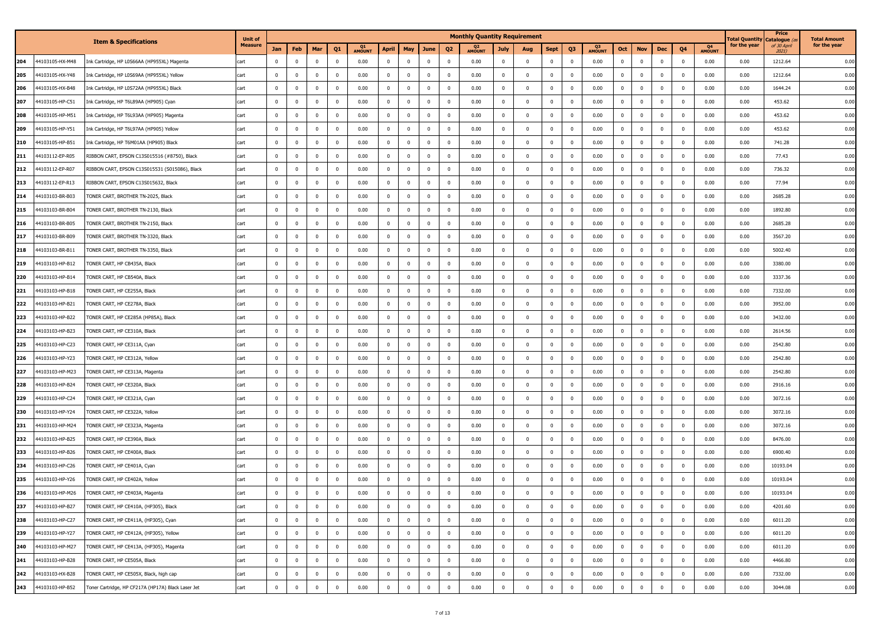| | Item & Specifications | | Unit of Measure | Monthly Quantity Requirement | | | | | | | | | | | | | | | | | | | | Total Quantity for the year | Price Catalogue (as of 30 April 2021) | Total Amount for the year |
|---|---|---|---|---|---|---|---|---|---|---|---|---|---|---|---|---|---|---|---|---|---|---|---|---|---|---|
| | | | | Jan | Feb | Mar | Q1 | Q1 AMOUNT | April | May | June | Q2 | Q2 AMOUNT | July | Aug | Sept | Q3 | Q3 AMOUNT | Oct | Nov | Dec | Q4 | Q4 AMOUNT | | | |
| 204 | 44103105-HX-M48 | Ink Cartridge, HP L0S66AA (HP955XL) Magenta | cart | 0 | 0 | 0 | 0 | 0.00 | 0 | 0 | 0 | 0 | 0.00 | 0 | 0 | 0 | 0 | 0.00 | 0 | 0 | 0 | 0 | 0.00 | 0.00 | 1212.64 | 0.00 |
| 205 | 44103105-HX-Y48 | Ink Cartridge, HP L0S69AA (HP955XL) Yellow | cart | 0 | 0 | 0 | 0 | 0.00 | 0 | 0 | 0 | 0 | 0.00 | 0 | 0 | 0 | 0 | 0.00 | 0 | 0 | 0 | 0 | 0.00 | 0.00 | 1212.64 | 0.00 |
| 206 | 44103105-HX-B48 | Ink Cartridge, HP L0S72AA (HP955XL) Black | cart | 0 | 0 | 0 | 0 | 0.00 | 0 | 0 | 0 | 0 | 0.00 | 0 | 0 | 0 | 0 | 0.00 | 0 | 0 | 0 | 0 | 0.00 | 0.00 | 1644.24 | 0.00 |
| 207 | 44103105-HP-C51 | Ink Cartridge, HP T6L89AA (HP905) Cyan | cart | 0 | 0 | 0 | 0 | 0.00 | 0 | 0 | 0 | 0 | 0.00 | 0 | 0 | 0 | 0 | 0.00 | 0 | 0 | 0 | 0 | 0.00 | 0.00 | 453.62 | 0.00 |
| 208 | 44103105-HP-M51 | Ink Cartridge, HP T6L93AA (HP905) Magenta | cart | 0 | 0 | 0 | 0 | 0.00 | 0 | 0 | 0 | 0 | 0.00 | 0 | 0 | 0 | 0 | 0.00 | 0 | 0 | 0 | 0 | 0.00 | 0.00 | 453.62 | 0.00 |
| 209 | 44103105-HP-Y51 | Ink Cartridge, HP T6L97AA (HP905) Yellow | cart | 0 | 0 | 0 | 0 | 0.00 | 0 | 0 | 0 | 0 | 0.00 | 0 | 0 | 0 | 0 | 0.00 | 0 | 0 | 0 | 0 | 0.00 | 0.00 | 453.62 | 0.00 |
| 210 | 44103105-HP-B51 | Ink Cartridge, HP T6M01AA (HP905) Black | cart | 0 | 0 | 0 | 0 | 0.00 | 0 | 0 | 0 | 0 | 0.00 | 0 | 0 | 0 | 0 | 0.00 | 0 | 0 | 0 | 0 | 0.00 | 0.00 | 741.28 | 0.00 |
| 211 | 44103112-EP-R05 | RIBBON CART, EPSON C13S015516 (#8750), Black | cart | 0 | 0 | 0 | 0 | 0.00 | 0 | 0 | 0 | 0 | 0.00 | 0 | 0 | 0 | 0 | 0.00 | 0 | 0 | 0 | 0 | 0.00 | 0.00 | 77.43 | 0.00 |
| 212 | 44103112-EP-R07 | RIBBON CART, EPSON C13S015531 (S015086), Black | cart | 0 | 0 | 0 | 0 | 0.00 | 0 | 0 | 0 | 0 | 0.00 | 0 | 0 | 0 | 0 | 0.00 | 0 | 0 | 0 | 0 | 0.00 | 0.00 | 736.32 | 0.00 |
| 213 | 44103112-EP-R13 | RIBBON CART, EPSON C13S015632, Black | cart | 0 | 0 | 0 | 0 | 0.00 | 0 | 0 | 0 | 0 | 0.00 | 0 | 0 | 0 | 0 | 0.00 | 0 | 0 | 0 | 0 | 0.00 | 0.00 | 77.94 | 0.00 |
| 214 | 44103103-BR-B03 | TONER CART, BROTHER TN-2025, Black | cart | 0 | 0 | 0 | 0 | 0.00 | 0 | 0 | 0 | 0 | 0.00 | 0 | 0 | 0 | 0 | 0.00 | 0 | 0 | 0 | 0 | 0.00 | 0.00 | 2685.28 | 0.00 |
| 215 | 44103103-BR-B04 | TONER CART, BROTHER TN-2130, Black | cart | 0 | 0 | 0 | 0 | 0.00 | 0 | 0 | 0 | 0 | 0.00 | 0 | 0 | 0 | 0 | 0.00 | 0 | 0 | 0 | 0 | 0.00 | 0.00 | 1892.80 | 0.00 |
| 216 | 44103103-BR-B05 | TONER CART, BROTHER TN-2150, Black | cart | 0 | 0 | 0 | 0 | 0.00 | 0 | 0 | 0 | 0 | 0.00 | 0 | 0 | 0 | 0 | 0.00 | 0 | 0 | 0 | 0 | 0.00 | 0.00 | 2685.28 | 0.00 |
| 217 | 44103103-BR-B09 | TONER CART, BROTHER TN-3320, Black | cart | 0 | 0 | 0 | 0 | 0.00 | 0 | 0 | 0 | 0 | 0.00 | 0 | 0 | 0 | 0 | 0.00 | 0 | 0 | 0 | 0 | 0.00 | 0.00 | 3567.20 | 0.00 |
| 218 | 44103103-BR-B11 | TONER CART, BROTHER TN-3350, Black | cart | 0 | 0 | 0 | 0 | 0.00 | 0 | 0 | 0 | 0 | 0.00 | 0 | 0 | 0 | 0 | 0.00 | 0 | 0 | 0 | 0 | 0.00 | 0.00 | 5002.40 | 0.00 |
| 219 | 44103103-HP-B12 | TONER CART, HP CB435A, Black | cart | 0 | 0 | 0 | 0 | 0.00 | 0 | 0 | 0 | 0 | 0.00 | 0 | 0 | 0 | 0 | 0.00 | 0 | 0 | 0 | 0 | 0.00 | 0.00 | 3380.00 | 0.00 |
| 220 | 44103103-HP-B14 | TONER CART, HP CB540A, Black | cart | 0 | 0 | 0 | 0 | 0.00 | 0 | 0 | 0 | 0 | 0.00 | 0 | 0 | 0 | 0 | 0.00 | 0 | 0 | 0 | 0 | 0.00 | 0.00 | 3337.36 | 0.00 |
| 221 | 44103103-HP-B18 | TONER CART, HP CE255A, Black | cart | 0 | 0 | 0 | 0 | 0.00 | 0 | 0 | 0 | 0 | 0.00 | 0 | 0 | 0 | 0 | 0.00 | 0 | 0 | 0 | 0 | 0.00 | 0.00 | 7332.00 | 0.00 |
| 222 | 44103103-HP-B21 | TONER CART, HP CE278A, Black | cart | 0 | 0 | 0 | 0 | 0.00 | 0 | 0 | 0 | 0 | 0.00 | 0 | 0 | 0 | 0 | 0.00 | 0 | 0 | 0 | 0 | 0.00 | 0.00 | 3952.00 | 0.00 |
| 223 | 44103103-HP-B22 | TONER CART, HP CE285A (HP85A), Black | cart | 0 | 0 | 0 | 0 | 0.00 | 0 | 0 | 0 | 0 | 0.00 | 0 | 0 | 0 | 0 | 0.00 | 0 | 0 | 0 | 0 | 0.00 | 0.00 | 3432.00 | 0.00 |
| 224 | 44103103-HP-B23 | TONER CART, HP CE310A, Black | cart | 0 | 0 | 0 | 0 | 0.00 | 0 | 0 | 0 | 0 | 0.00 | 0 | 0 | 0 | 0 | 0.00 | 0 | 0 | 0 | 0 | 0.00 | 0.00 | 2614.56 | 0.00 |
| 225 | 44103103-HP-C23 | TONER CART, HP CE311A, Cyan | cart | 0 | 0 | 0 | 0 | 0.00 | 0 | 0 | 0 | 0 | 0.00 | 0 | 0 | 0 | 0 | 0.00 | 0 | 0 | 0 | 0 | 0.00 | 0.00 | 2542.80 | 0.00 |
| 226 | 44103103-HP-Y23 | TONER CART, HP CE312A, Yellow | cart | 0 | 0 | 0 | 0 | 0.00 | 0 | 0 | 0 | 0 | 0.00 | 0 | 0 | 0 | 0 | 0.00 | 0 | 0 | 0 | 0 | 0.00 | 0.00 | 2542.80 | 0.00 |
| 227 | 44103103-HP-M23 | TONER CART, HP CE313A, Magenta | cart | 0 | 0 | 0 | 0 | 0.00 | 0 | 0 | 0 | 0 | 0.00 | 0 | 0 | 0 | 0 | 0.00 | 0 | 0 | 0 | 0 | 0.00 | 0.00 | 2542.80 | 0.00 |
| 228 | 44103103-HP-B24 | TONER CART, HP CE320A, Black | cart | 0 | 0 | 0 | 0 | 0.00 | 0 | 0 | 0 | 0 | 0.00 | 0 | 0 | 0 | 0 | 0.00 | 0 | 0 | 0 | 0 | 0.00 | 0.00 | 2916.16 | 0.00 |
| 229 | 44103103-HP-C24 | TONER CART, HP CE321A, Cyan | cart | 0 | 0 | 0 | 0 | 0.00 | 0 | 0 | 0 | 0 | 0.00 | 0 | 0 | 0 | 0 | 0.00 | 0 | 0 | 0 | 0 | 0.00 | 0.00 | 3072.16 | 0.00 |
| 230 | 44103103-HP-Y24 | TONER CART, HP CE322A, Yellow | cart | 0 | 0 | 0 | 0 | 0.00 | 0 | 0 | 0 | 0 | 0.00 | 0 | 0 | 0 | 0 | 0.00 | 0 | 0 | 0 | 0 | 0.00 | 0.00 | 3072.16 | 0.00 |
| 231 | 44103103-HP-M24 | TONER CART, HP CE323A, Magenta | cart | 0 | 0 | 0 | 0 | 0.00 | 0 | 0 | 0 | 0 | 0.00 | 0 | 0 | 0 | 0 | 0.00 | 0 | 0 | 0 | 0 | 0.00 | 0.00 | 3072.16 | 0.00 |
| 232 | 44103103-HP-B25 | TONER CART, HP CE390A, Black | cart | 0 | 0 | 0 | 0 | 0.00 | 0 | 0 | 0 | 0 | 0.00 | 0 | 0 | 0 | 0 | 0.00 | 0 | 0 | 0 | 0 | 0.00 | 0.00 | 8476.00 | 0.00 |
| 233 | 44103103-HP-B26 | TONER CART, HP CE400A, Black | cart | 0 | 0 | 0 | 0 | 0.00 | 0 | 0 | 0 | 0 | 0.00 | 0 | 0 | 0 | 0 | 0.00 | 0 | 0 | 0 | 0 | 0.00 | 0.00 | 6900.40 | 0.00 |
| 234 | 44103103-HP-C26 | TONER CART, HP CE401A, Cyan | cart | 0 | 0 | 0 | 0 | 0.00 | 0 | 0 | 0 | 0 | 0.00 | 0 | 0 | 0 | 0 | 0.00 | 0 | 0 | 0 | 0 | 0.00 | 0.00 | 10193.04 | 0.00 |
| 235 | 44103103-HP-Y26 | TONER CART, HP CE402A, Yellow | cart | 0 | 0 | 0 | 0 | 0.00 | 0 | 0 | 0 | 0 | 0.00 | 0 | 0 | 0 | 0 | 0.00 | 0 | 0 | 0 | 0 | 0.00 | 0.00 | 10193.04 | 0.00 |
| 236 | 44103103-HP-M26 | TONER CART, HP CE403A, Magenta | cart | 0 | 0 | 0 | 0 | 0.00 | 0 | 0 | 0 | 0 | 0.00 | 0 | 0 | 0 | 0 | 0.00 | 0 | 0 | 0 | 0 | 0.00 | 0.00 | 10193.04 | 0.00 |
| 237 | 44103103-HP-B27 | TONER CART, HP CE410A, (HP305), Black | cart | 0 | 0 | 0 | 0 | 0.00 | 0 | 0 | 0 | 0 | 0.00 | 0 | 0 | 0 | 0 | 0.00 | 0 | 0 | 0 | 0 | 0.00 | 0.00 | 4201.60 | 0.00 |
| 238 | 44103103-HP-C27 | TONER CART, HP CE411A, (HP305), Cyan | cart | 0 | 0 | 0 | 0 | 0.00 | 0 | 0 | 0 | 0 | 0.00 | 0 | 0 | 0 | 0 | 0.00 | 0 | 0 | 0 | 0 | 0.00 | 0.00 | 6011.20 | 0.00 |
| 239 | 44103103-HP-Y27 | TONER CART, HP CE412A, (HP305), Yellow | cart | 0 | 0 | 0 | 0 | 0.00 | 0 | 0 | 0 | 0 | 0.00 | 0 | 0 | 0 | 0 | 0.00 | 0 | 0 | 0 | 0 | 0.00 | 0.00 | 6011.20 | 0.00 |
| 240 | 44103103-HP-M27 | TONER CART, HP CE413A, (HP305), Magenta | cart | 0 | 0 | 0 | 0 | 0.00 | 0 | 0 | 0 | 0 | 0.00 | 0 | 0 | 0 | 0 | 0.00 | 0 | 0 | 0 | 0 | 0.00 | 0.00 | 6011.20 | 0.00 |
| 241 | 44103103-HP-B28 | TONER CART, HP CE505A, Black | cart | 0 | 0 | 0 | 0 | 0.00 | 0 | 0 | 0 | 0 | 0.00 | 0 | 0 | 0 | 0 | 0.00 | 0 | 0 | 0 | 0 | 0.00 | 0.00 | 4466.80 | 0.00 |
| 242 | 44103103-HX-B28 | TONER CART, HP CE505X, Black, high cap | cart | 0 | 0 | 0 | 0 | 0.00 | 0 | 0 | 0 | 0 | 0.00 | 0 | 0 | 0 | 0 | 0.00 | 0 | 0 | 0 | 0 | 0.00 | 0.00 | 7332.00 | 0.00 |
| 243 | 44103103-HP-B52 | Toner Cartridge, HP CF217A (HP17A) Black Laser Jet | cart | 0 | 0 | 0 | 0 | 0.00 | 0 | 0 | 0 | 0 | 0.00 | 0 | 0 | 0 | 0 | 0.00 | 0 | 0 | 0 | 0 | 0.00 | 0.00 | 3044.08 | 0.00 |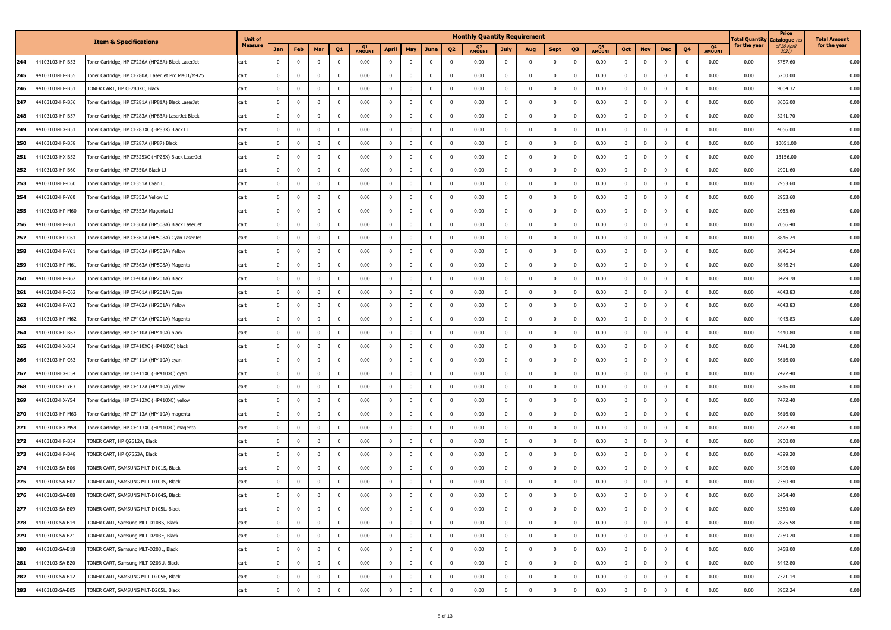| | | Item & Specifications | Unit of Measure | Monthly Quantity Requirement | | | | | | | | | | | | | | | | | | | | | Total Quantity for the year | Price Catalogue (as of 30 April 2021) | Total Amount for the year |
|---|---|---|---|---|---|---|---|---|---|---|---|---|---|---|---|---|---|---|---|---|---|---|---|---|---|---|---|
| | | | | Jan | Feb | Mar | Q1 | Q1 AMOUNT | April | May | June | Q2 | Q2 AMOUNT | July | Aug | Sept | Q3 | Q3 AMOUNT | Oct | Nov | Dec | Q4 | Q4 AMOUNT | | | |
| 244 | 44103103-HP-B53 | Toner Cartridge, HP CF226A (HP26A) Black LaserJet | cart | 0 | 0 | 0 | 0 | 0.00 | 0 | 0 | 0 | 0 | 0.00 | 0 | 0 | 0 | 0 | 0.00 | 0 | 0 | 0 | 0 | 0.00 | 0.00 | 5787.60 | 0.00 |
| 245 | 44103103-HP-B55 | Toner Cartridge, HP CF280A, LaserJet Pro M401/M425 | cart | 0 | 0 | 0 | 0 | 0.00 | 0 | 0 | 0 | 0 | 0.00 | 0 | 0 | 0 | 0 | 0.00 | 0 | 0 | 0 | 0 | 0.00 | 0.00 | 5200.00 | 0.00 |
| 246 | 44103103-HP-B51 | TONER CART, HP CF280XC, Black | cart | 0 | 0 | 0 | 0 | 0.00 | 0 | 0 | 0 | 0 | 0.00 | 0 | 0 | 0 | 0 | 0.00 | 0 | 0 | 0 | 0 | 0.00 | 0.00 | 9004.32 | 0.00 |
| 247 | 44103103-HP-B56 | Toner Cartridge, HP CF281A (HP81A) Black LaserJet | cart | 0 | 0 | 0 | 0 | 0.00 | 0 | 0 | 0 | 0 | 0.00 | 0 | 0 | 0 | 0 | 0.00 | 0 | 0 | 0 | 0 | 0.00 | 0.00 | 8606.00 | 0.00 |
| 248 | 44103103-HP-B57 | Toner Cartridge, HP CF283A (HP83A) LaserJet Black | cart | 0 | 0 | 0 | 0 | 0.00 | 0 | 0 | 0 | 0 | 0.00 | 0 | 0 | 0 | 0 | 0.00 | 0 | 0 | 0 | 0 | 0.00 | 0.00 | 3241.70 | 0.00 |
| 249 | 44103103-HX-B51 | Toner Cartridge, HP CF283XC (HP83X) Black LJ | cart | 0 | 0 | 0 | 0 | 0.00 | 0 | 0 | 0 | 0 | 0.00 | 0 | 0 | 0 | 0 | 0.00 | 0 | 0 | 0 | 0 | 0.00 | 0.00 | 4056.00 | 0.00 |
| 250 | 44103103-HP-B58 | Toner Cartridge, HP CF287A (HP87) Black | cart | 0 | 0 | 0 | 0 | 0.00 | 0 | 0 | 0 | 0 | 0.00 | 0 | 0 | 0 | 0 | 0.00 | 0 | 0 | 0 | 0 | 0.00 | 0.00 | 10051.00 | 0.00 |
| 251 | 44103103-HX-B52 | Toner Cartridge, HP CF325XC (HP25X) Black LaserJet | cart | 0 | 0 | 0 | 0 | 0.00 | 0 | 0 | 0 | 0 | 0.00 | 0 | 0 | 0 | 0 | 0.00 | 0 | 0 | 0 | 0 | 0.00 | 0.00 | 13156.00 | 0.00 |
| 252 | 44103103-HP-B60 | Toner Cartridge, HP CF350A Black LJ | cart | 0 | 0 | 0 | 0 | 0.00 | 0 | 0 | 0 | 0 | 0.00 | 0 | 0 | 0 | 0 | 0.00 | 0 | 0 | 0 | 0 | 0.00 | 0.00 | 2901.60 | 0.00 |
| 253 | 44103103-HP-C60 | Toner Cartridge, HP CF351A Cyan LJ | cart | 0 | 0 | 0 | 0 | 0.00 | 0 | 0 | 0 | 0 | 0.00 | 0 | 0 | 0 | 0 | 0.00 | 0 | 0 | 0 | 0 | 0.00 | 0.00 | 2953.60 | 0.00 |
| 254 | 44103103-HP-Y60 | Toner Cartridge, HP CF352A Yellow LJ | cart | 0 | 0 | 0 | 0 | 0.00 | 0 | 0 | 0 | 0 | 0.00 | 0 | 0 | 0 | 0 | 0.00 | 0 | 0 | 0 | 0 | 0.00 | 0.00 | 2953.60 | 0.00 |
| 255 | 44103103-HP-M60 | Toner Cartridge, HP CF353A Magenta LJ | cart | 0 | 0 | 0 | 0 | 0.00 | 0 | 0 | 0 | 0 | 0.00 | 0 | 0 | 0 | 0 | 0.00 | 0 | 0 | 0 | 0 | 0.00 | 0.00 | 2953.60 | 0.00 |
| 256 | 44103103-HP-B61 | Toner Cartridge, HP CF360A (HP508A) Black LaserJet | cart | 0 | 0 | 0 | 0 | 0.00 | 0 | 0 | 0 | 0 | 0.00 | 0 | 0 | 0 | 0 | 0.00 | 0 | 0 | 0 | 0 | 0.00 | 0.00 | 7056.40 | 0.00 |
| 257 | 44103103-HP-C61 | Toner Cartridge, HP CF361A (HP508A) Cyan LaserJet | cart | 0 | 0 | 0 | 0 | 0.00 | 0 | 0 | 0 | 0 | 0.00 | 0 | 0 | 0 | 0 | 0.00 | 0 | 0 | 0 | 0 | 0.00 | 0.00 | 8846.24 | 0.00 |
| 258 | 44103103-HP-Y61 | Toner Cartridge, HP CF362A (HP508A) Yellow | cart | 0 | 0 | 0 | 0 | 0.00 | 0 | 0 | 0 | 0 | 0.00 | 0 | 0 | 0 | 0 | 0.00 | 0 | 0 | 0 | 0 | 0.00 | 0.00 | 8846.24 | 0.00 |
| 259 | 44103103-HP-M61 | Toner Cartridge, HP CF363A (HP508A) Magenta | cart | 0 | 0 | 0 | 0 | 0.00 | 0 | 0 | 0 | 0 | 0.00 | 0 | 0 | 0 | 0 | 0.00 | 0 | 0 | 0 | 0 | 0.00 | 0.00 | 8846.24 | 0.00 |
| 260 | 44103103-HP-B62 | Toner Cartridge, HP CF400A (HP201A) Black | cart | 0 | 0 | 0 | 0 | 0.00 | 0 | 0 | 0 | 0 | 0.00 | 0 | 0 | 0 | 0 | 0.00 | 0 | 0 | 0 | 0 | 0.00 | 0.00 | 3429.78 | 0.00 |
| 261 | 44103103-HP-C62 | Toner Cartridge, HP CF401A (HP201A) Cyan | cart | 0 | 0 | 0 | 0 | 0.00 | 0 | 0 | 0 | 0 | 0.00 | 0 | 0 | 0 | 0 | 0.00 | 0 | 0 | 0 | 0 | 0.00 | 0.00 | 4043.83 | 0.00 |
| 262 | 44103103-HP-Y62 | Toner Cartridge, HP CF402A (HP201A) Yellow | cart | 0 | 0 | 0 | 0 | 0.00 | 0 | 0 | 0 | 0 | 0.00 | 0 | 0 | 0 | 0 | 0.00 | 0 | 0 | 0 | 0 | 0.00 | 0.00 | 4043.83 | 0.00 |
| 263 | 44103103-HP-M62 | Toner Cartridge, HP CF403A (HP201A) Magenta | cart | 0 | 0 | 0 | 0 | 0.00 | 0 | 0 | 0 | 0 | 0.00 | 0 | 0 | 0 | 0 | 0.00 | 0 | 0 | 0 | 0 | 0.00 | 0.00 | 4043.83 | 0.00 |
| 264 | 44103103-HP-B63 | Toner Cartridge, HP CF410A (HP410A) black | cart | 0 | 0 | 0 | 0 | 0.00 | 0 | 0 | 0 | 0 | 0.00 | 0 | 0 | 0 | 0 | 0.00 | 0 | 0 | 0 | 0 | 0.00 | 0.00 | 4440.80 | 0.00 |
| 265 | 44103103-HX-B54 | Toner Cartridge, HP CF410XC (HP410XC) black | cart | 0 | 0 | 0 | 0 | 0.00 | 0 | 0 | 0 | 0 | 0.00 | 0 | 0 | 0 | 0 | 0.00 | 0 | 0 | 0 | 0 | 0.00 | 0.00 | 7441.20 | 0.00 |
| 266 | 44103103-HP-C63 | Toner Cartridge, HP CF411A (HP410A) cyan | cart | 0 | 0 | 0 | 0 | 0.00 | 0 | 0 | 0 | 0 | 0.00 | 0 | 0 | 0 | 0 | 0.00 | 0 | 0 | 0 | 0 | 0.00 | 0.00 | 5616.00 | 0.00 |
| 267 | 44103103-HX-C54 | Toner Cartridge, HP CF411XC (HP410XC) cyan | cart | 0 | 0 | 0 | 0 | 0.00 | 0 | 0 | 0 | 0 | 0.00 | 0 | 0 | 0 | 0 | 0.00 | 0 | 0 | 0 | 0 | 0.00 | 0.00 | 7472.40 | 0.00 |
| 268 | 44103103-HP-Y63 | Toner Cartridge, HP CF412A (HP410A) yellow | cart | 0 | 0 | 0 | 0 | 0.00 | 0 | 0 | 0 | 0 | 0.00 | 0 | 0 | 0 | 0 | 0.00 | 0 | 0 | 0 | 0 | 0.00 | 0.00 | 5616.00 | 0.00 |
| 269 | 44103103-HX-Y54 | Toner Cartridge, HP CF412XC (HP410XC) yellow | cart | 0 | 0 | 0 | 0 | 0.00 | 0 | 0 | 0 | 0 | 0.00 | 0 | 0 | 0 | 0 | 0.00 | 0 | 0 | 0 | 0 | 0.00 | 0.00 | 7472.40 | 0.00 |
| 270 | 44103103-HP-M63 | Toner Cartridge, HP CF413A (HP410A) magenta | cart | 0 | 0 | 0 | 0 | 0.00 | 0 | 0 | 0 | 0 | 0.00 | 0 | 0 | 0 | 0 | 0.00 | 0 | 0 | 0 | 0 | 0.00 | 0.00 | 5616.00 | 0.00 |
| 271 | 44103103-HX-M54 | Toner Cartridge, HP CF413XC (HP410XC) magenta | cart | 0 | 0 | 0 | 0 | 0.00 | 0 | 0 | 0 | 0 | 0.00 | 0 | 0 | 0 | 0 | 0.00 | 0 | 0 | 0 | 0 | 0.00 | 0.00 | 7472.40 | 0.00 |
| 272 | 44103103-HP-B34 | TONER CART, HP Q2612A, Black | cart | 0 | 0 | 0 | 0 | 0.00 | 0 | 0 | 0 | 0 | 0.00 | 0 | 0 | 0 | 0 | 0.00 | 0 | 0 | 0 | 0 | 0.00 | 0.00 | 3900.00 | 0.00 |
| 273 | 44103103-HP-B48 | TONER CART, HP Q7553A, Black | cart | 0 | 0 | 0 | 0 | 0.00 | 0 | 0 | 0 | 0 | 0.00 | 0 | 0 | 0 | 0 | 0.00 | 0 | 0 | 0 | 0 | 0.00 | 0.00 | 4399.20 | 0.00 |
| 274 | 44103103-SA-B06 | TONER CART, SAMSUNG MLT-D101S, Black | cart | 0 | 0 | 0 | 0 | 0.00 | 0 | 0 | 0 | 0 | 0.00 | 0 | 0 | 0 | 0 | 0.00 | 0 | 0 | 0 | 0 | 0.00 | 0.00 | 3406.00 | 0.00 |
| 275 | 44103103-SA-B07 | TONER CART, SAMSUNG MLT-D103S, Black | cart | 0 | 0 | 0 | 0 | 0.00 | 0 | 0 | 0 | 0 | 0.00 | 0 | 0 | 0 | 0 | 0.00 | 0 | 0 | 0 | 0 | 0.00 | 0.00 | 2350.40 | 0.00 |
| 276 | 44103103-SA-B08 | TONER CART, SAMSUNG MLT-D104S, Black | cart | 0 | 0 | 0 | 0 | 0.00 | 0 | 0 | 0 | 0 | 0.00 | 0 | 0 | 0 | 0 | 0.00 | 0 | 0 | 0 | 0 | 0.00 | 0.00 | 2454.40 | 0.00 |
| 277 | 44103103-SA-B09 | TONER CART, SAMSUNG MLT-D105L, Black | cart | 0 | 0 | 0 | 0 | 0.00 | 0 | 0 | 0 | 0 | 0.00 | 0 | 0 | 0 | 0 | 0.00 | 0 | 0 | 0 | 0 | 0.00 | 0.00 | 3380.00 | 0.00 |
| 278 | 44103103-SA-B14 | TONER CART, Samsung MLT-D108S, Black | cart | 0 | 0 | 0 | 0 | 0.00 | 0 | 0 | 0 | 0 | 0.00 | 0 | 0 | 0 | 0 | 0.00 | 0 | 0 | 0 | 0 | 0.00 | 0.00 | 2875.58 | 0.00 |
| 279 | 44103103-SA-B21 | TONER CART, Samsung MLT-D203E, Black | cart | 0 | 0 | 0 | 0 | 0.00 | 0 | 0 | 0 | 0 | 0.00 | 0 | 0 | 0 | 0 | 0.00 | 0 | 0 | 0 | 0 | 0.00 | 0.00 | 7259.20 | 0.00 |
| 280 | 44103103-SA-B18 | TONER CART, Samsung MLT-D203L, Black | cart | 0 | 0 | 0 | 0 | 0.00 | 0 | 0 | 0 | 0 | 0.00 | 0 | 0 | 0 | 0 | 0.00 | 0 | 0 | 0 | 0 | 0.00 | 0.00 | 3458.00 | 0.00 |
| 281 | 44103103-SA-B20 | TONER CART, Samsung MLT-D203U, Black | cart | 0 | 0 | 0 | 0 | 0.00 | 0 | 0 | 0 | 0 | 0.00 | 0 | 0 | 0 | 0 | 0.00 | 0 | 0 | 0 | 0 | 0.00 | 0.00 | 6442.80 | 0.00 |
| 282 | 44103103-SA-B12 | TONER CART, SAMSUNG MLT-D205E, Black | cart | 0 | 0 | 0 | 0 | 0.00 | 0 | 0 | 0 | 0 | 0.00 | 0 | 0 | 0 | 0 | 0.00 | 0 | 0 | 0 | 0 | 0.00 | 0.00 | 7321.14 | 0.00 |
| 283 | 44103103-SA-B05 | TONER CART, SAMSUNG MLT-D205L, Black | cart | 0 | 0 | 0 | 0 | 0.00 | 0 | 0 | 0 | 0 | 0.00 | 0 | 0 | 0 | 0 | 0.00 | 0 | 0 | 0 | 0 | 0.00 | 0.00 | 3962.24 | 0.00 |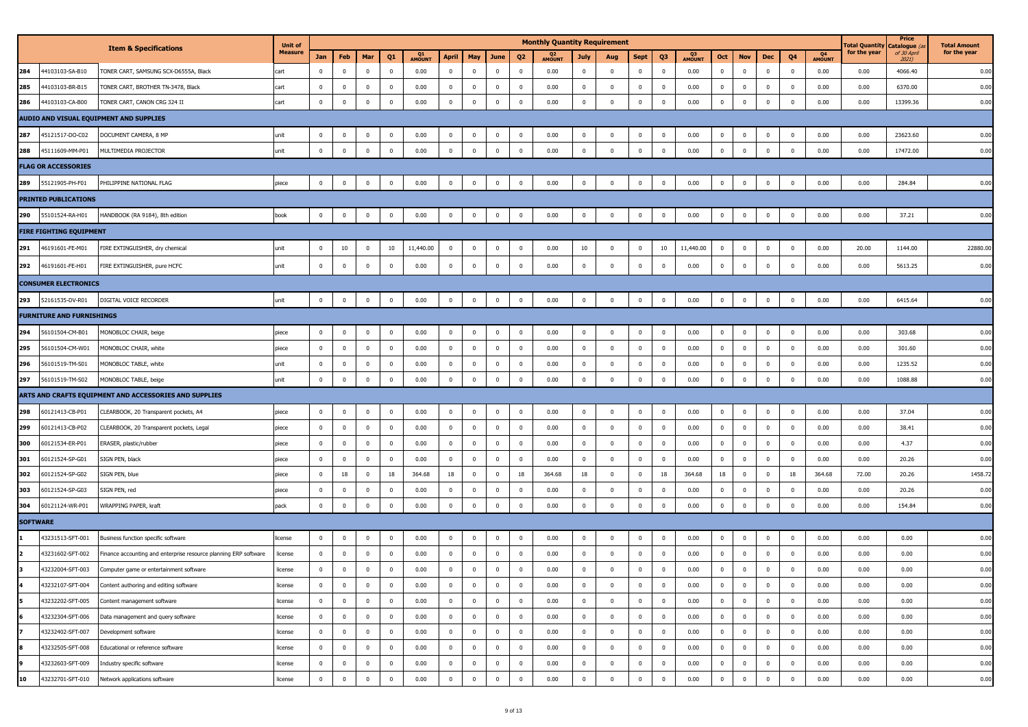| | | Item & Specifications | Unit of Measure | Monthly Quantity Requirement | | | | | | | | | | | | | | | | | | | | | Total Quantity for the year | Price Catalogue (as of 30 April 2021) | Total Amount for the year |
|---|---|---|---|---|---|---|---|---|---|---|---|---|---|---|---|---|---|---|---|---|---|---|---|---|---|---|---|
| | | | | Jan | Feb | Mar | Q1 | Q1 AMOUNT | April | May | June | Q2 | Q2 AMOUNT | July | Aug | Sept | Q3 | Q3 AMOUNT | Oct | Nov | Dec | Q4 | Q4 AMOUNT | | | |
| 284 | 44103103-SA-B10 | TONER CART, SAMSUNG SCX-D6555A, Black | cart | 0 | 0 | 0 | 0 | 0.00 | 0 | 0 | 0 | 0 | 0.00 | 0 | 0 | 0 | 0 | 0.00 | 0 | 0 | 0 | 0 | 0.00 | 0.00 | 4066.40 | 0.00 |
| 285 | 44103103-BR-B15 | TONER CART, BROTHER TN-3478, Black | cart | 0 | 0 | 0 | 0 | 0.00 | 0 | 0 | 0 | 0 | 0.00 | 0 | 0 | 0 | 0 | 0.00 | 0 | 0 | 0 | 0 | 0.00 | 0.00 | 6370.00 | 0.00 |
| 286 | 44103103-CA-B00 | TONER CART, CANON CRG 324 II | cart | 0 | 0 | 0 | 0 | 0.00 | 0 | 0 | 0 | 0 | 0.00 | 0 | 0 | 0 | 0 | 0.00 | 0 | 0 | 0 | 0 | 0.00 | 0.00 | 13399.36 | 0.00 |
| **AUDIO AND VISUAL EQUIPMENT AND SUPPLIES** | | | | | | | | | | | | | | | | | | | | | | | | | | |
| 287 | 45121517-DO-C02 | DOCUMENT CAMERA, 8 MP | unit | 0 | 0 | 0 | 0 | 0.00 | 0 | 0 | 0 | 0 | 0.00 | 0 | 0 | 0 | 0 | 0.00 | 0 | 0 | 0 | 0 | 0.00 | 0.00 | 23623.60 | 0.00 |
| 288 | 45111609-MM-P01 | MULTIMEDIA PROJECTOR | unit | 0 | 0 | 0 | 0 | 0.00 | 0 | 0 | 0 | 0 | 0.00 | 0 | 0 | 0 | 0 | 0.00 | 0 | 0 | 0 | 0 | 0.00 | 0.00 | 17472.00 | 0.00 |
| **FLAG OR ACCESSORIES** | | | | | | | | | | | | | | | | | | | | | | | | | | |
| 289 | 55121905-PH-F01 | PHILIPPINE NATIONAL FLAG | piece | 0 | 0 | 0 | 0 | 0.00 | 0 | 0 | 0 | 0 | 0.00 | 0 | 0 | 0 | 0 | 0.00 | 0 | 0 | 0 | 0 | 0.00 | 0.00 | 284.84 | 0.00 |
| **PRINTED PUBLICATIONS** | | | | | | | | | | | | | | | | | | | | | | | | | | |
| 290 | 55101524-RA-H01 | HANDBOOK (RA 9184), 8th edition | book | 0 | 0 | 0 | 0 | 0.00 | 0 | 0 | 0 | 0 | 0.00 | 0 | 0 | 0 | 0 | 0.00 | 0 | 0 | 0 | 0 | 0.00 | 0.00 | 37.21 | 0.00 |
| **FIRE FIGHTING EQUIPMENT** | | | | | | | | | | | | | | | | | | | | | | | | | | |
| 291 | 46191601-FE-M01 | FIRE EXTINGUISHER, dry chemical | unit | 0 | 10 | 0 | 10 | 11,440.00 | 0 | 0 | 0 | 0 | 0.00 | 10 | 0 | 0 | 10 | 11,440.00 | 0 | 0 | 0 | 0 | 0.00 | 20.00 | 1144.00 | 22880.00 |
| 292 | 46191601-FE-H01 | FIRE EXTINGUISHER, pure HCFC | unit | 0 | 0 | 0 | 0 | 0.00 | 0 | 0 | 0 | 0 | 0.00 | 0 | 0 | 0 | 0 | 0.00 | 0 | 0 | 0 | 0 | 0.00 | 0.00 | 5613.25 | 0.00 |
| **CONSUMER ELECTRONICS** | | | | | | | | | | | | | | | | | | | | | | | | | | |
| 293 | 52161535-DV-R01 | DIGITAL VOICE RECORDER | unit | 0 | 0 | 0 | 0 | 0.00 | 0 | 0 | 0 | 0 | 0.00 | 0 | 0 | 0 | 0 | 0.00 | 0 | 0 | 0 | 0 | 0.00 | 0.00 | 6415.64 | 0.00 |
| **FURNITURE AND FURNISHINGS** | | | | | | | | | | | | | | | | | | | | | | | | | | |
| 294 | 56101504-CM-B01 | MONOBLOC CHAIR, beige | piece | 0 | 0 | 0 | 0 | 0.00 | 0 | 0 | 0 | 0 | 0.00 | 0 | 0 | 0 | 0 | 0.00 | 0 | 0 | 0 | 0 | 0.00 | 0.00 | 303.68 | 0.00 |
| 295 | 56101504-CM-W01 | MONOBLOC CHAIR, white | piece | 0 | 0 | 0 | 0 | 0.00 | 0 | 0 | 0 | 0 | 0.00 | 0 | 0 | 0 | 0 | 0.00 | 0 | 0 | 0 | 0 | 0.00 | 0.00 | 301.60 | 0.00 |
| 296 | 56101519-TM-S01 | MONOBLOC TABLE, white | unit | 0 | 0 | 0 | 0 | 0.00 | 0 | 0 | 0 | 0 | 0.00 | 0 | 0 | 0 | 0 | 0.00 | 0 | 0 | 0 | 0 | 0.00 | 0.00 | 1235.52 | 0.00 |
| 297 | 56101519-TM-S02 | MONOBLOC TABLE, beige | unit | 0 | 0 | 0 | 0 | 0.00 | 0 | 0 | 0 | 0 | 0.00 | 0 | 0 | 0 | 0 | 0.00 | 0 | 0 | 0 | 0 | 0.00 | 0.00 | 1088.88 | 0.00 |
| **ARTS AND CRAFTS EQUIPMENT AND ACCESSORIES AND SUPPLIES** | | | | | | | | | | | | | | | | | | | | | | | | | | |
| 298 | 60121413-CB-P01 | CLEARBOOK, 20 Transparent pockets, A4 | piece | 0 | 0 | 0 | 0 | 0.00 | 0 | 0 | 0 | 0 | 0.00 | 0 | 0 | 0 | 0 | 0.00 | 0 | 0 | 0 | 0 | 0.00 | 0.00 | 37.04 | 0.00 |
| 299 | 60121413-CB-P02 | CLEARBOOK, 20 Transparent pockets, Legal | piece | 0 | 0 | 0 | 0 | 0.00 | 0 | 0 | 0 | 0 | 0.00 | 0 | 0 | 0 | 0 | 0.00 | 0 | 0 | 0 | 0 | 0.00 | 0.00 | 38.41 | 0.00 |
| 300 | 60121534-ER-P01 | ERASER, plastic/rubber | piece | 0 | 0 | 0 | 0 | 0.00 | 0 | 0 | 0 | 0 | 0.00 | 0 | 0 | 0 | 0 | 0.00 | 0 | 0 | 0 | 0 | 0.00 | 0.00 | 4.37 | 0.00 |
| 301 | 60121524-SP-G01 | SIGN PEN, black | piece | 0 | 0 | 0 | 0 | 0.00 | 0 | 0 | 0 | 0 | 0.00 | 0 | 0 | 0 | 0 | 0.00 | 0 | 0 | 0 | 0 | 0.00 | 0.00 | 20.26 | 0.00 |
| 302 | 60121524-SP-G02 | SIGN PEN, blue | piece | 0 | 18 | 0 | 18 | 364.68 | 18 | 0 | 0 | 18 | 364.68 | 18 | 0 | 0 | 18 | 364.68 | 18 | 0 | 0 | 18 | 364.68 | 72.00 | 20.26 | 1458.72 |
| 303 | 60121524-SP-G03 | SIGN PEN, red | piece | 0 | 0 | 0 | 0 | 0.00 | 0 | 0 | 0 | 0 | 0.00 | 0 | 0 | 0 | 0 | 0.00 | 0 | 0 | 0 | 0 | 0.00 | 0.00 | 20.26 | 0.00 |
| 304 | 60121124-WR-P01 | WRAPPING PAPER, kraft | pack | 0 | 0 | 0 | 0 | 0.00 | 0 | 0 | 0 | 0 | 0.00 | 0 | 0 | 0 | 0 | 0.00 | 0 | 0 | 0 | 0 | 0.00 | 0.00 | 154.84 | 0.00 |
| **SOFTWARE** | | | | | | | | | | | | | | | | | | | | | | | | | | |
| 1 | 43231513-SFT-001 | Business function specific software | license | 0 | 0 | 0 | 0 | 0.00 | 0 | 0 | 0 | 0 | 0.00 | 0 | 0 | 0 | 0 | 0.00 | 0 | 0 | 0 | 0 | 0.00 | 0.00 | 0.00 | 0.00 |
| 2 | 43231602-SFT-002 | Finance accounting and enterprise resource planning ERP software | license | 0 | 0 | 0 | 0 | 0.00 | 0 | 0 | 0 | 0 | 0.00 | 0 | 0 | 0 | 0 | 0.00 | 0 | 0 | 0 | 0 | 0.00 | 0.00 | 0.00 | 0.00 |
| 3 | 43232004-SFT-003 | Computer game or entertainment software | license | 0 | 0 | 0 | 0 | 0.00 | 0 | 0 | 0 | 0 | 0.00 | 0 | 0 | 0 | 0 | 0.00 | 0 | 0 | 0 | 0 | 0.00 | 0.00 | 0.00 | 0.00 |
| 4 | 43232107-SFT-004 | Content authoring and editing software | license | 0 | 0 | 0 | 0 | 0.00 | 0 | 0 | 0 | 0 | 0.00 | 0 | 0 | 0 | 0 | 0.00 | 0 | 0 | 0 | 0 | 0.00 | 0.00 | 0.00 | 0.00 |
| 5 | 43232202-SFT-005 | Content management software | license | 0 | 0 | 0 | 0 | 0.00 | 0 | 0 | 0 | 0 | 0.00 | 0 | 0 | 0 | 0 | 0.00 | 0 | 0 | 0 | 0 | 0.00 | 0.00 | 0.00 | 0.00 |
| 6 | 43232304-SFT-006 | Data management and query software | license | 0 | 0 | 0 | 0 | 0.00 | 0 | 0 | 0 | 0 | 0.00 | 0 | 0 | 0 | 0 | 0.00 | 0 | 0 | 0 | 0 | 0.00 | 0.00 | 0.00 | 0.00 |
| 7 | 43232402-SFT-007 | Development software | license | 0 | 0 | 0 | 0 | 0.00 | 0 | 0 | 0 | 0 | 0.00 | 0 | 0 | 0 | 0 | 0.00 | 0 | 0 | 0 | 0 | 0.00 | 0.00 | 0.00 | 0.00 |
| 8 | 43232505-SFT-008 | Educational or reference software | license | 0 | 0 | 0 | 0 | 0.00 | 0 | 0 | 0 | 0 | 0.00 | 0 | 0 | 0 | 0 | 0.00 | 0 | 0 | 0 | 0 | 0.00 | 0.00 | 0.00 | 0.00 |
| 9 | 43232603-SFT-009 | Industry specific software | license | 0 | 0 | 0 | 0 | 0.00 | 0 | 0 | 0 | 0 | 0.00 | 0 | 0 | 0 | 0 | 0.00 | 0 | 0 | 0 | 0 | 0.00 | 0.00 | 0.00 | 0.00 |
| 10 | 43232701-SFT-010 | Network applications software | license | 0 | 0 | 0 | 0 | 0.00 | 0 | 0 | 0 | 0 | 0.00 | 0 | 0 | 0 | 0 | 0.00 | 0 | 0 | 0 | 0 | 0.00 | 0.00 | 0.00 | 0.00 |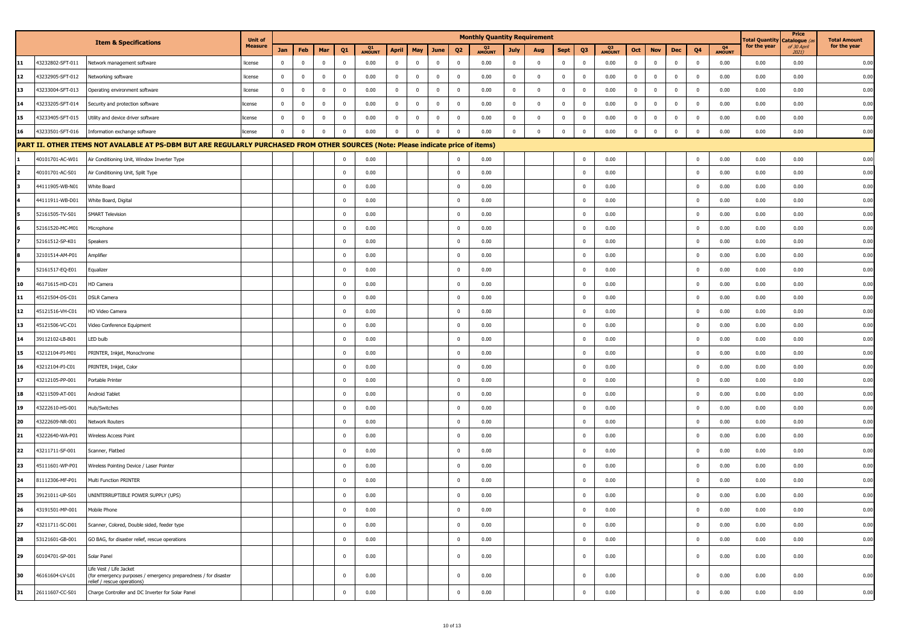| | | Item & Specifications | Unit of Measure | Monthly Quantity Requirement | | | | | | | | | | | | | | | | | | | | Total Quantity for the year | Price Catalogue (as of 30 April 2021) | Total Amount for the year |
|---|---|---|---|---|---|---|---|---|---|---|---|---|---|---|---|---|---|---|---|---|---|---|---|---|---|---|
| | | | | Jan | Feb | Mar | Q1 | Q1 AMOUNT | April | May | June | Q2 | Q2 AMOUNT | July | Aug | Sept | Q3 | Q3 AMOUNT | Oct | Nov | Dec | Q4 | Q4 AMOUNT | | | |
| 11 | 43232802-SFT-011 | Network management software | license | 0 | 0 | 0 | 0 | 0.00 | 0 | 0 | 0 | 0 | 0.00 | 0 | 0 | 0 | 0 | 0.00 | 0 | 0 | 0 | 0 | 0.00 | 0.00 | 0.00 | 0.00 |
| 12 | 43232905-SFT-012 | Networking software | license | 0 | 0 | 0 | 0 | 0.00 | 0 | 0 | 0 | 0 | 0.00 | 0 | 0 | 0 | 0 | 0.00 | 0 | 0 | 0 | 0 | 0.00 | 0.00 | 0.00 | 0.00 |
| 13 | 43233004-SFT-013 | Operating environment software | license | 0 | 0 | 0 | 0 | 0.00 | 0 | 0 | 0 | 0 | 0.00 | 0 | 0 | 0 | 0 | 0.00 | 0 | 0 | 0 | 0 | 0.00 | 0.00 | 0.00 | 0.00 |
| 14 | 43233205-SFT-014 | Security and protection software | license | 0 | 0 | 0 | 0 | 0.00 | 0 | 0 | 0 | 0 | 0.00 | 0 | 0 | 0 | 0 | 0.00 | 0 | 0 | 0 | 0 | 0.00 | 0.00 | 0.00 | 0.00 |
| 15 | 43233405-SFT-015 | Utility and device driver software | license | 0 | 0 | 0 | 0 | 0.00 | 0 | 0 | 0 | 0 | 0.00 | 0 | 0 | 0 | 0 | 0.00 | 0 | 0 | 0 | 0 | 0.00 | 0.00 | 0.00 | 0.00 |
| 16 | 43233501-SFT-016 | Information exchange software | license | 0 | 0 | 0 | 0 | 0.00 | 0 | 0 | 0 | 0 | 0.00 | 0 | 0 | 0 | 0 | 0.00 | 0 | 0 | 0 | 0 | 0.00 | 0.00 | 0.00 | 0.00 |
| **PART II. OTHER ITEMS NOT AVALABLE AT PS-DBM BUT ARE REGULARLY PURCHASED FROM OTHER SOURCES (Note: Please indicate price of items)** | | | | | | | | | | | | | | | | | | | | | | | | | | |
| 1 | 40101701-AC-W01 | Air Conditioning Unit, Window Inverter Type | | | | | 0 | 0.00 | | | | 0 | 0.00 | | | | 0 | 0.00 | | | | 0 | 0.00 | 0.00 | 0.00 | 0.00 |
| 2 | 40101701-AC-S01 | Air Conditioning Unit, Split Type | | | | | 0 | 0.00 | | | | 0 | 0.00 | | | | 0 | 0.00 | | | | 0 | 0.00 | 0.00 | 0.00 | 0.00 |
| 3 | 44111905-WB-N01 | White Board | | | | | 0 | 0.00 | | | | 0 | 0.00 | | | | 0 | 0.00 | | | | 0 | 0.00 | 0.00 | 0.00 | 0.00 |
| 4 | 44111911-WB-D01 | White Board, Digital | | | | | 0 | 0.00 | | | | 0 | 0.00 | | | | 0 | 0.00 | | | | 0 | 0.00 | 0.00 | 0.00 | 0.00 |
| 5 | 52161505-TV-S01 | SMART Television | | | | | 0 | 0.00 | | | | 0 | 0.00 | | | | 0 | 0.00 | | | | 0 | 0.00 | 0.00 | 0.00 | 0.00 |
| 6 | 52161520-MC-M01 | Microphone | | | | | 0 | 0.00 | | | | 0 | 0.00 | | | | 0 | 0.00 | | | | 0 | 0.00 | 0.00 | 0.00 | 0.00 |
| 7 | 52161512-SP-K01 | Speakers | | | | | 0 | 0.00 | | | | 0 | 0.00 | | | | 0 | 0.00 | | | | 0 | 0.00 | 0.00 | 0.00 | 0.00 |
| 8 | 32101514-AM-P01 | Amplifier | | | | | 0 | 0.00 | | | | 0 | 0.00 | | | | 0 | 0.00 | | | | 0 | 0.00 | 0.00 | 0.00 | 0.00 |
| 9 | 52161517-EQ-E01 | Equalizer | | | | | 0 | 0.00 | | | | 0 | 0.00 | | | | 0 | 0.00 | | | | 0 | 0.00 | 0.00 | 0.00 | 0.00 |
| 10 | 46171615-HD-C01 | HD Camera | | | | | 0 | 0.00 | | | | 0 | 0.00 | | | | 0 | 0.00 | | | | 0 | 0.00 | 0.00 | 0.00 | 0.00 |
| 11 | 45121504-DS-C01 | DSLR Camera | | | | | 0 | 0.00 | | | | 0 | 0.00 | | | | 0 | 0.00 | | | | 0 | 0.00 | 0.00 | 0.00 | 0.00 |
| 12 | 45121516-VH-C01 | HD Video Camera | | | | | 0 | 0.00 | | | | 0 | 0.00 | | | | 0 | 0.00 | | | | 0 | 0.00 | 0.00 | 0.00 | 0.00 |
| 13 | 45121506-VC-C01 | Video Conference Equipment | | | | | 0 | 0.00 | | | | 0 | 0.00 | | | | 0 | 0.00 | | | | 0 | 0.00 | 0.00 | 0.00 | 0.00 |
| 14 | 39112102-LB-B01 | LED bulb | | | | | 0 | 0.00 | | | | 0 | 0.00 | | | | 0 | 0.00 | | | | 0 | 0.00 | 0.00 | 0.00 | 0.00 |
| 15 | 43212104-PI-M01 | PRINTER, Inkjet, Monochrome | | | | | 0 | 0.00 | | | | 0 | 0.00 | | | | 0 | 0.00 | | | | 0 | 0.00 | 0.00 | 0.00 | 0.00 |
| 16 | 43212104-PI-C01 | PRINTER, Inkjet, Color | | | | | 0 | 0.00 | | | | 0 | 0.00 | | | | 0 | 0.00 | | | | 0 | 0.00 | 0.00 | 0.00 | 0.00 |
| 17 | 43212105-PP-001 | Portable Printer | | | | | 0 | 0.00 | | | | 0 | 0.00 | | | | 0 | 0.00 | | | | 0 | 0.00 | 0.00 | 0.00 | 0.00 |
| 18 | 43211509-AT-001 | Android Tablet | | | | | 0 | 0.00 | | | | 0 | 0.00 | | | | 0 | 0.00 | | | | 0 | 0.00 | 0.00 | 0.00 | 0.00 |
| 19 | 43222610-HS-001 | Hub/Switches | | | | | 0 | 0.00 | | | | 0 | 0.00 | | | | 0 | 0.00 | | | | 0 | 0.00 | 0.00 | 0.00 | 0.00 |
| 20 | 43222609-NR-001 | Network Routers | | | | | 0 | 0.00 | | | | 0 | 0.00 | | | | 0 | 0.00 | | | | 0 | 0.00 | 0.00 | 0.00 | 0.00 |
| 21 | 43222640-WA-P01 | Wireless Access Point | | | | | 0 | 0.00 | | | | 0 | 0.00 | | | | 0 | 0.00 | | | | 0 | 0.00 | 0.00 | 0.00 | 0.00 |
| 22 | 43211711-SF-001 | Scanner, Flatbed | | | | | 0 | 0.00 | | | | 0 | 0.00 | | | | 0 | 0.00 | | | | 0 | 0.00 | 0.00 | 0.00 | 0.00 |
| 23 | 45111601-WP-P01 | Wireless Pointing Device / Laser Pointer | | | | | 0 | 0.00 | | | | 0 | 0.00 | | | | 0 | 0.00 | | | | 0 | 0.00 | 0.00 | 0.00 | 0.00 |
| 24 | 81112306-MF-P01 | Multi Function PRINTER | | | | | 0 | 0.00 | | | | 0 | 0.00 | | | | 0 | 0.00 | | | | 0 | 0.00 | 0.00 | 0.00 | 0.00 |
| 25 | 39121011-UP-S01 | UNINTERRUPTIBLE POWER SUPPLY (UPS) | | | | | 0 | 0.00 | | | | 0 | 0.00 | | | | 0 | 0.00 | | | | 0 | 0.00 | 0.00 | 0.00 | 0.00 |
| 26 | 43191501-MP-001 | Mobile Phone | | | | | 0 | 0.00 | | | | 0 | 0.00 | | | | 0 | 0.00 | | | | 0 | 0.00 | 0.00 | 0.00 | 0.00 |
| 27 | 43211711-SC-D01 | Scanner, Colored, Double sided, feeder type | | | | | 0 | 0.00 | | | | 0 | 0.00 | | | | 0 | 0.00 | | | | 0 | 0.00 | 0.00 | 0.00 | 0.00 |
| 28 | 53121601-GB-001 | GO BAG, for disaster relief, rescue operations | | | | | 0 | 0.00 | | | | 0 | 0.00 | | | | 0 | 0.00 | | | | 0 | 0.00 | 0.00 | 0.00 | 0.00 |
| 29 | 60104701-SP-001 | Solar Panel | | | | | 0 | 0.00 | | | | 0 | 0.00 | | | | 0 | 0.00 | | | | 0 | 0.00 | 0.00 | 0.00 | 0.00 |
| 30 | 46161604-LV-L01 | Life Vest / Life Jacket (for emergency purposes / emergency preparedness / for disaster relief / rescue operations) | | | | | 0 | 0.00 | | | | 0 | 0.00 | | | | 0 | 0.00 | | | | 0 | 0.00 | 0.00 | 0.00 | 0.00 |
| 31 | 26111607-CC-S01 | Charge Controller and DC Inverter for Solar Panel | | | | | 0 | 0.00 | | | | 0 | 0.00 | | | | 0 | 0.00 | | | | 0 | 0.00 | 0.00 | 0.00 | 0.00 |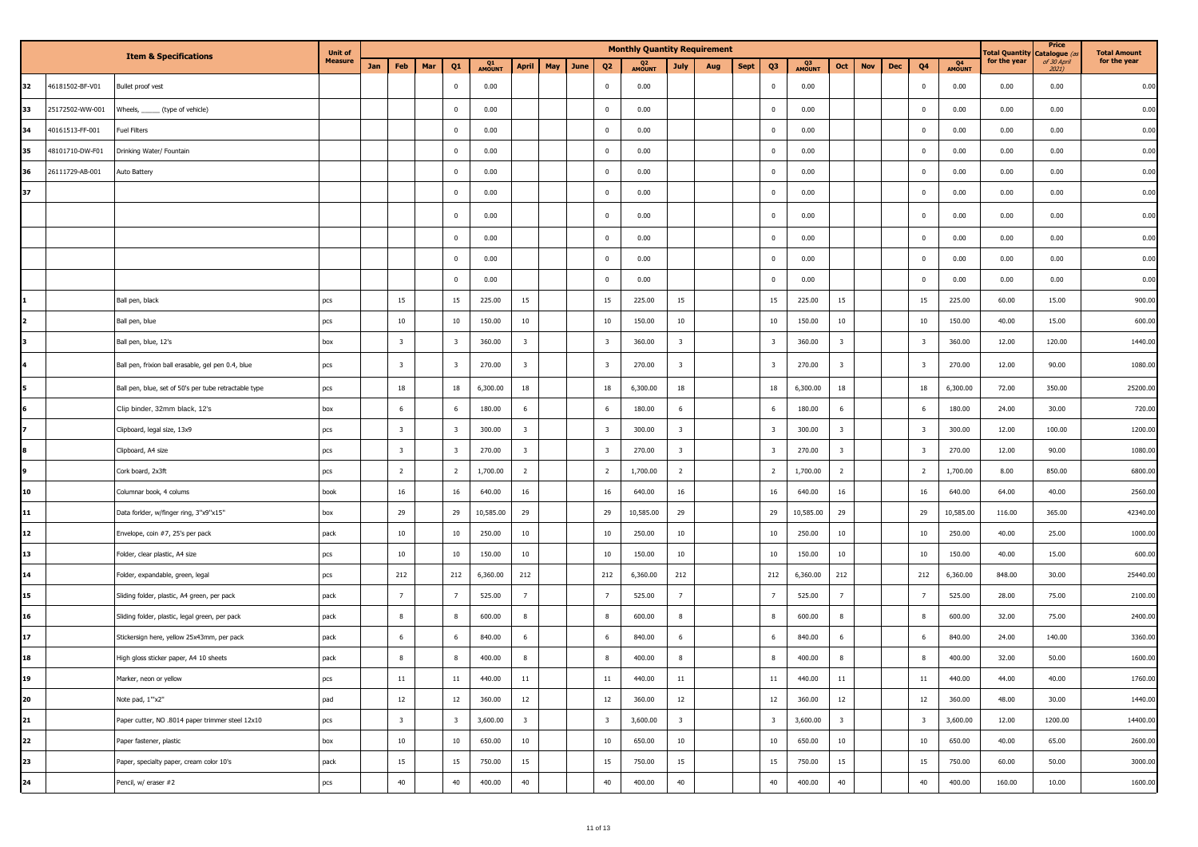| | | Item & Specifications | Unit of Measure | Monthly Quantity Requirement | | | | | | | | | | | | | | | | | | | | Total Quantity for the year | Price Catalogue (as of 30 April 2021) | Total Amount for the year |
|---|---|---|---|---|---|---|---|---|---|---|---|---|---|---|---|---|---|---|---|---|---|---|---|---|---|---|
| | | | | Jan | Feb | Mar | Q1 | Q1 AMOUNT | April | May | June | Q2 | Q2 AMOUNT | July | Aug | Sept | Q3 | Q3 AMOUNT | Oct | Nov | Dec | Q4 | Q4 AMOUNT | | | |
| 32 | 46181502-BF-V01 | Bullet proof vest | | | | | 0 | 0.00 | | | | 0 | 0.00 | | | | 0 | 0.00 | | | | 0 | 0.00 | 0.00 | 0.00 | 0.00 |
| 33 | 25172502-WW-001 | Wheels, _____ (type of vehicle) | | | | | 0 | 0.00 | | | | 0 | 0.00 | | | | 0 | 0.00 | | | | 0 | 0.00 | 0.00 | 0.00 | 0.00 |
| 34 | 40161513-FF-001 | Fuel Filters | | | | | 0 | 0.00 | | | | 0 | 0.00 | | | | 0 | 0.00 | | | | 0 | 0.00 | 0.00 | 0.00 | 0.00 |
| 35 | 48101710-DW-F01 | Drinking Water/ Fountain | | | | | 0 | 0.00 | | | | 0 | 0.00 | | | | 0 | 0.00 | | | | 0 | 0.00 | 0.00 | 0.00 | 0.00 |
| 36 | 26111729-AB-001 | Auto Battery | | | | | 0 | 0.00 | | | | 0 | 0.00 | | | | 0 | 0.00 | | | | 0 | 0.00 | 0.00 | 0.00 | 0.00 |
| 37 | | | | | | | 0 | 0.00 | | | | 0 | 0.00 | | | | 0 | 0.00 | | | | 0 | 0.00 | 0.00 | 0.00 | 0.00 |
| | | | | | | | 0 | 0.00 | | | | 0 | 0.00 | | | | 0 | 0.00 | | | | 0 | 0.00 | 0.00 | 0.00 | 0.00 |
| | | | | | | | 0 | 0.00 | | | | 0 | 0.00 | | | | 0 | 0.00 | | | | 0 | 0.00 | 0.00 | 0.00 | 0.00 |
| | | | | | | | 0 | 0.00 | | | | 0 | 0.00 | | | | 0 | 0.00 | | | | 0 | 0.00 | 0.00 | 0.00 | 0.00 |
| | | | | | | | 0 | 0.00 | | | | 0 | 0.00 | | | | 0 | 0.00 | | | | 0 | 0.00 | 0.00 | 0.00 | 0.00 |
| 1 | | Ball pen, black | pcs | | 15 | | 15 | 225.00 | 15 | | | 15 | 225.00 | 15 | | | 15 | 225.00 | 15 | | | 15 | 225.00 | 60.00 | 15.00 | 900.00 |
| 2 | | Ball pen, blue | pcs | | 10 | | 10 | 150.00 | 10 | | | 10 | 150.00 | 10 | | | 10 | 150.00 | 10 | | | 10 | 150.00 | 40.00 | 15.00 | 600.00 |
| 3 | | Ball pen, blue, 12's | box | | 3 | | 3 | 360.00 | 3 | | | 3 | 360.00 | 3 | | | 3 | 360.00 | 3 | | | 3 | 360.00 | 12.00 | 120.00 | 1440.00 |
| 4 | | Ball pen, frixion ball erasable, gel pen 0.4, blue | pcs | | 3 | | 3 | 270.00 | 3 | | | 3 | 270.00 | 3 | | | 3 | 270.00 | 3 | | | 3 | 270.00 | 12.00 | 90.00 | 1080.00 |
| 5 | | Ball pen, blue, set of 50's per tube retractable type | pcs | | 18 | | 18 | 6,300.00 | 18 | | | 18 | 6,300.00 | 18 | | | 18 | 6,300.00 | 18 | | | 18 | 6,300.00 | 72.00 | 350.00 | 25200.00 |
| 6 | | Clip binder, 32mm black, 12's | box | | 6 | | 6 | 180.00 | 6 | | | 6 | 180.00 | 6 | | | 6 | 180.00 | 6 | | | 6 | 180.00 | 24.00 | 30.00 | 720.00 |
| 7 | | Clipboard, legal size, 13x9 | pcs | | 3 | | 3 | 300.00 | 3 | | | 3 | 300.00 | 3 | | | 3 | 300.00 | 3 | | | 3 | 300.00 | 12.00 | 100.00 | 1200.00 |
| 8 | | Clipboard, A4 size | pcs | | 3 | | 3 | 270.00 | 3 | | | 3 | 270.00 | 3 | | | 3 | 270.00 | 3 | | | 3 | 270.00 | 12.00 | 90.00 | 1080.00 |
| 9 | | Cork board, 2x3ft | pcs | | 2 | | 2 | 1,700.00 | 2 | | | 2 | 1,700.00 | 2 | | | 2 | 1,700.00 | 2 | | | 2 | 1,700.00 | 8.00 | 850.00 | 6800.00 |
| 10 | | Columnar book, 4 colums | book | | 16 | | 16 | 640.00 | 16 | | | 16 | 640.00 | 16 | | | 16 | 640.00 | 16 | | | 16 | 640.00 | 64.00 | 40.00 | 2560.00 |
| 11 | | Data forlder, w/finger ring, 3"x9"x15" | box | | 29 | | 29 | 10,585.00 | 29 | | | 29 | 10,585.00 | 29 | | | 29 | 10,585.00 | 29 | | | 29 | 10,585.00 | 116.00 | 365.00 | 42340.00 |
| 12 | | Envelope, coin #7, 25's per pack | pack | | 10 | | 10 | 250.00 | 10 | | | 10 | 250.00 | 10 | | | 10 | 250.00 | 10 | | | 10 | 250.00 | 40.00 | 25.00 | 1000.00 |
| 13 | | Folder, clear plastic, A4 size | pcs | | 10 | | 10 | 150.00 | 10 | | | 10 | 150.00 | 10 | | | 10 | 150.00 | 10 | | | 10 | 150.00 | 40.00 | 15.00 | 600.00 |
| 14 | | Folder, expandable, green, legal | pcs | | 212 | | 212 | 6,360.00 | 212 | | | 212 | 6,360.00 | 212 | | | 212 | 6,360.00 | 212 | | | 212 | 6,360.00 | 848.00 | 30.00 | 25440.00 |
| 15 | | Sliding folder, plastic, A4 green, per pack | pack | | 7 | | 7 | 525.00 | 7 | | | 7 | 525.00 | 7 | | | 7 | 525.00 | 7 | | | 7 | 525.00 | 28.00 | 75.00 | 2100.00 |
| 16 | | Sliding folder, plastic, legal green, per pack | pack | | 8 | | 8 | 600.00 | 8 | | | 8 | 600.00 | 8 | | | 8 | 600.00 | 8 | | | 8 | 600.00 | 32.00 | 75.00 | 2400.00 |
| 17 | | Stickersign here, yellow 25x43mm, per pack | pack | | 6 | | 6 | 840.00 | 6 | | | 6 | 840.00 | 6 | | | 6 | 840.00 | 6 | | | 6 | 840.00 | 24.00 | 140.00 | 3360.00 |
| 18 | | High gloss sticker paper, A4 10 sheets | pack | | 8 | | 8 | 400.00 | 8 | | | 8 | 400.00 | 8 | | | 8 | 400.00 | 8 | | | 8 | 400.00 | 32.00 | 50.00 | 1600.00 |
| 19 | | Marker, neon or yellow | pcs | | 11 | | 11 | 440.00 | 11 | | | 11 | 440.00 | 11 | | | 11 | 440.00 | 11 | | | 11 | 440.00 | 44.00 | 40.00 | 1760.00 |
| 20 | | Note pad, 1"x2" | pad | | 12 | | 12 | 360.00 | 12 | | | 12 | 360.00 | 12 | | | 12 | 360.00 | 12 | | | 12 | 360.00 | 48.00 | 30.00 | 1440.00 |
| 21 | | Paper cutter, NO .8014 paper trimmer steel 12x10 | pcs | | 3 | | 3 | 3,600.00 | 3 | | | 3 | 3,600.00 | 3 | | | 3 | 3,600.00 | 3 | | | 3 | 3,600.00 | 12.00 | 1200.00 | 14400.00 |
| 22 | | Paper fastener, plastic | box | | 10 | | 10 | 650.00 | 10 | | | 10 | 650.00 | 10 | | | 10 | 650.00 | 10 | | | 10 | 650.00 | 40.00 | 65.00 | 2600.00 |
| 23 | | Paper, specialty paper, cream color 10's | pack | | 15 | | 15 | 750.00 | 15 | | | 15 | 750.00 | 15 | | | 15 | 750.00 | 15 | | | 15 | 750.00 | 60.00 | 50.00 | 3000.00 |
| 24 | | Pencil, w/ eraser #2 | pcs | | 40 | | 40 | 400.00 | 40 | | | 40 | 400.00 | 40 | | | 40 | 400.00 | 40 | | | 40 | 400.00 | 160.00 | 10.00 | 1600.00 |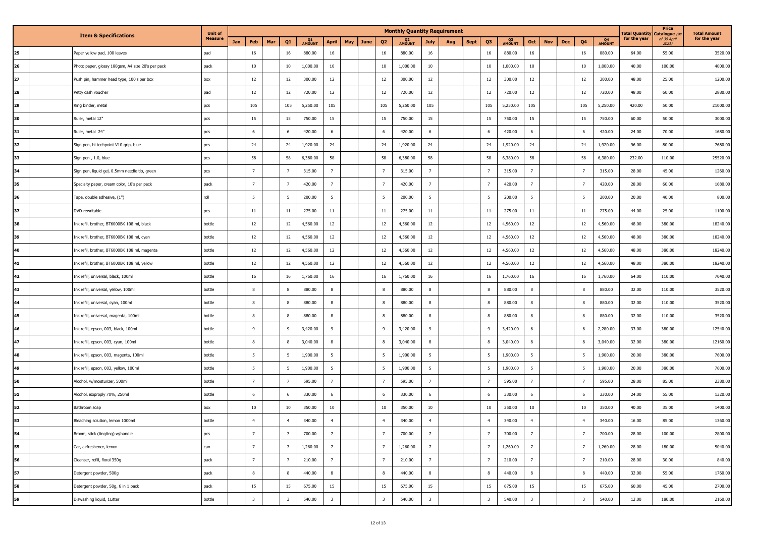| | Item & Specifications | Unit of Measure | Monthly Quantity Requirement | | | | | | | | | | | | | | | | | | | | Total Quantity for the year | Price Catalogue (as of 30 April 2021) | Total Amount for the year |
|---|---|---|---|---|---|---|---|---|---|---|---|---|---|---|---|---|---|---|---|---|---|---|---|---|---|
| | | | Jan | Feb | Mar | Q1 | Q1 AMOUNT | April | May | June | Q2 | Q2 AMOUNT | July | Aug | Sept | Q3 | Q3 AMOUNT | Oct | Nov | Dec | Q4 | Q4 AMOUNT | | | |
| 25 | Paper yellow pad, 100 leaves | pad | | 16 | | 16 | 880.00 | 16 | | | 16 | 880.00 | 16 | | | 16 | 880.00 | 16 | | | 16 | 880.00 | 64.00 | 55.00 | 3520.00 |
| 26 | Photo paper, glossy 180gsm, A4 size 20's per pack | pack | | 10 | | 10 | 1,000.00 | 10 | | | 10 | 1,000.00 | 10 | | | 10 | 1,000.00 | 10 | | | 10 | 1,000.00 | 40.00 | 100.00 | 4000.00 |
| 27 | Push pin, hammer head type, 100's per box | box | | 12 | | 12 | 300.00 | 12 | | | 12 | 300.00 | 12 | | | 12 | 300.00 | 12 | | | 12 | 300.00 | 48.00 | 25.00 | 1200.00 |
| 28 | Petty cash voucher | pad | | 12 | | 12 | 720.00 | 12 | | | 12 | 720.00 | 12 | | | 12 | 720.00 | 12 | | | 12 | 720.00 | 48.00 | 60.00 | 2880.00 |
| 29 | Ring binder, metal | pcs | | 105 | | 105 | 5,250.00 | 105 | | | 105 | 5,250.00 | 105 | | | 105 | 5,250.00 | 105 | | | 105 | 5,250.00 | 420.00 | 50.00 | 21000.00 |
| 30 | Ruler, metal 12" | pcs | | 15 | | 15 | 750.00 | 15 | | | 15 | 750.00 | 15 | | | 15 | 750.00 | 15 | | | 15 | 750.00 | 60.00 | 50.00 | 3000.00 |
| 31 | Ruler, metal 24" | pcs | | 6 | | 6 | 420.00 | 6 | | | 6 | 420.00 | 6 | | | 6 | 420.00 | 6 | | | 6 | 420.00 | 24.00 | 70.00 | 1680.00 |
| 32 | Sign pen, hi-techpoint V10 grip, blue | pcs | | 24 | | 24 | 1,920.00 | 24 | | | 24 | 1,920.00 | 24 | | | 24 | 1,920.00 | 24 | | | 24 | 1,920.00 | 96.00 | 80.00 | 7680.00 |
| 33 | Sign pen , 1.0, blue | pcs | | 58 | | 58 | 6,380.00 | 58 | | | 58 | 6,380.00 | 58 | | | 58 | 6,380.00 | 58 | | | 58 | 6,380.00 | 232.00 | 110.00 | 25520.00 |
| 34 | Sign pen, liquid gel, 0.5mm needle tip, green | pcs | | 7 | | 7 | 315.00 | 7 | | | 7 | 315.00 | 7 | | | 7 | 315.00 | 7 | | | 7 | 315.00 | 28.00 | 45.00 | 1260.00 |
| 35 | Specialty paper, cream color, 10's per pack | pack | | 7 | | 7 | 420.00 | 7 | | | 7 | 420.00 | 7 | | | 7 | 420.00 | 7 | | | 7 | 420.00 | 28.00 | 60.00 | 1680.00 |
| 36 | Tape, double adhesive, (1") | roll | | 5 | | 5 | 200.00 | 5 | | | 5 | 200.00 | 5 | | | 5 | 200.00 | 5 | | | 5 | 200.00 | 20.00 | 40.00 | 800.00 |
| 37 | DVD-rewritable | pcs | | 11 | | 11 | 275.00 | 11 | | | 11 | 275.00 | 11 | | | 11 | 275.00 | 11 | | | 11 | 275.00 | 44.00 | 25.00 | 1100.00 |
| 38 | Ink refil, brother, BT6000BK 108.ml, black | bottle | | 12 | | 12 | 4,560.00 | 12 | | | 12 | 4,560.00 | 12 | | | 12 | 4,560.00 | 12 | | | 12 | 4,560.00 | 48.00 | 380.00 | 18240.00 |
| 39 | Ink refil, brother, BT6000BK 108.ml, cyan | bottle | | 12 | | 12 | 4,560.00 | 12 | | | 12 | 4,560.00 | 12 | | | 12 | 4,560.00 | 12 | | | 12 | 4,560.00 | 48.00 | 380.00 | 18240.00 |
| 40 | Ink refil, brother, BT6000BK 108.ml, magenta | bottle | | 12 | | 12 | 4,560.00 | 12 | | | 12 | 4,560.00 | 12 | | | 12 | 4,560.00 | 12 | | | 12 | 4,560.00 | 48.00 | 380.00 | 18240.00 |
| 41 | Ink refil, brother, BT6000BK 108.ml, yellow | bottle | | 12 | | 12 | 4,560.00 | 12 | | | 12 | 4,560.00 | 12 | | | 12 | 4,560.00 | 12 | | | 12 | 4,560.00 | 48.00 | 380.00 | 18240.00 |
| 42 | Ink refill, universal, black, 100ml | bottle | | 16 | | 16 | 1,760.00 | 16 | | | 16 | 1,760.00 | 16 | | | 16 | 1,760.00 | 16 | | | 16 | 1,760.00 | 64.00 | 110.00 | 7040.00 |
| 43 | Ink refill, universal, yellow, 100ml | bottle | | 8 | | 8 | 880.00 | 8 | | | 8 | 880.00 | 8 | | | 8 | 880.00 | 8 | | | 8 | 880.00 | 32.00 | 110.00 | 3520.00 |
| 44 | Ink refill, universal, cyan, 100ml | bottle | | 8 | | 8 | 880.00 | 8 | | | 8 | 880.00 | 8 | | | 8 | 880.00 | 8 | | | 8 | 880.00 | 32.00 | 110.00 | 3520.00 |
| 45 | Ink refill, universal, magenta, 100ml | bottle | | 8 | | 8 | 880.00 | 8 | | | 8 | 880.00 | 8 | | | 8 | 880.00 | 8 | | | 8 | 880.00 | 32.00 | 110.00 | 3520.00 |
| 46 | Ink refill, epson, 003, black, 100ml | bottle | | 9 | | 9 | 3,420.00 | 9 | | | 9 | 3,420.00 | 9 | | | 9 | 3,420.00 | 6 | | | 6 | 2,280.00 | 33.00 | 380.00 | 12540.00 |
| 47 | Ink refill, epson, 003, cyan, 100ml | bottle | | 8 | | 8 | 3,040.00 | 8 | | | 8 | 3,040.00 | 8 | | | 8 | 3,040.00 | 8 | | | 8 | 3,040.00 | 32.00 | 380.00 | 12160.00 |
| 48 | Ink refill, epson, 003, magenta, 100ml | bottle | | 5 | | 5 | 1,900.00 | 5 | | | 5 | 1,900.00 | 5 | | | 5 | 1,900.00 | 5 | | | 5 | 1,900.00 | 20.00 | 380.00 | 7600.00 |
| 49 | Ink refill, epson, 003, yellow, 100ml | bottle | | 5 | | 5 | 1,900.00 | 5 | | | 5 | 1,900.00 | 5 | | | 5 | 1,900.00 | 5 | | | 5 | 1,900.00 | 20.00 | 380.00 | 7600.00 |
| 50 | Alcohol, w/moisturizer, 500ml | bottle | | 7 | | 7 | 595.00 | 7 | | | 7 | 595.00 | 7 | | | 7 | 595.00 | 7 | | | 7 | 595.00 | 28.00 | 85.00 | 2380.00 |
| 51 | Alcohol, isoproply 70%, 250ml | bottle | | 6 | | 6 | 330.00 | 6 | | | 6 | 330.00 | 6 | | | 6 | 330.00 | 6 | | | 6 | 330.00 | 24.00 | 55.00 | 1320.00 |
| 52 | Bathroom soap | box | | 10 | | 10 | 350.00 | 10 | | | 10 | 350.00 | 10 | | | 10 | 350.00 | 10 | | | 10 | 350.00 | 40.00 | 35.00 | 1400.00 |
| 53 | Bleaching solution, lemon 1000ml | bottle | | 4 | | 4 | 340.00 | 4 | | | 4 | 340.00 | 4 | | | 4 | 340.00 | 4 | | | 4 | 340.00 | 16.00 | 85.00 | 1360.00 |
| 54 | Broom, stick (tingting) w/handle | pcs | | 7 | | 7 | 700.00 | 7 | | | 7 | 700.00 | 7 | | | 7 | 700.00 | 7 | | | 7 | 700.00 | 28.00 | 100.00 | 2800.00 |
| 55 | Car, airfreshener, lemon | can | | 7 | | 7 | 1,260.00 | 7 | | | 7 | 1,260.00 | 7 | | | 7 | 1,260.00 | 7 | | | 7 | 1,260.00 | 28.00 | 180.00 | 5040.00 |
| 56 | Cleanser, refill, floral 350g | pack | | 7 | | 7 | 210.00 | 7 | | | 7 | 210.00 | 7 | | | 7 | 210.00 | 7 | | | 7 | 210.00 | 28.00 | 30.00 | 840.00 |
| 57 | Detergent powder, 500g | pack | | 8 | | 8 | 440.00 | 8 | | | 8 | 440.00 | 8 | | | 8 | 440.00 | 8 | | | 8 | 440.00 | 32.00 | 55.00 | 1760.00 |
| 58 | Detergent powder, 50g, 6 in 1 pack | pack | | 15 | | 15 | 675.00 | 15 | | | 15 | 675.00 | 15 | | | 15 | 675.00 | 15 | | | 15 | 675.00 | 60.00 | 45.00 | 2700.00 |
| 59 | Diswashing liquid, 1Litter | bottle | | 3 | | 3 | 540.00 | 3 | | | 3 | 540.00 | 3 | | | 3 | 540.00 | 3 | | | 3 | 540.00 | 12.00 | 180.00 | 2160.00 |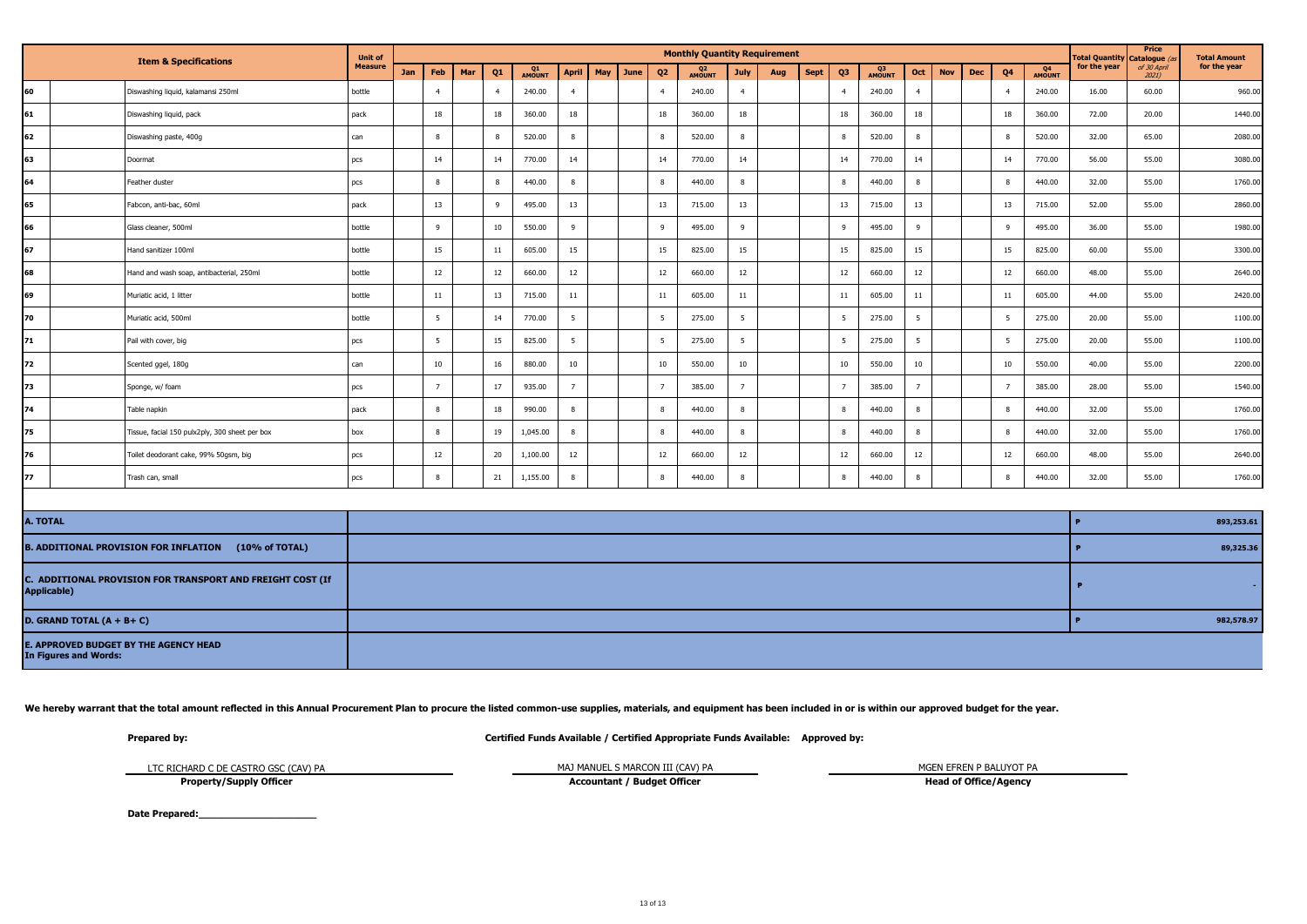| | | Item & Specifications | Unit of Measure | Monthly Quantity Requirement | | | | | | | | | | | | | | | | | | | | | Total Quantity for the year | Price Catalogue (as of 30 April 2021) | Total Amount for the year |
|---|---|---|---|---|---|---|---|---|---|---|---|---|---|---|---|---|---|---|---|---|---|---|---|---|---|---|---|
| | | | | Jan | Feb | Mar | Q1 | Q1 AMOUNT | April | May | June | Q2 | Q2 AMOUNT | July | Aug | Sept | Q3 | Q3 AMOUNT | Oct | Nov | Dec | Q4 | Q4 AMOUNT | | | | |
| 60 | | Diswashing liquid, kalamansi 250ml | bottle | | 4 | | 4 | 240.00 | 4 | | | 4 | 240.00 | 4 | | | 4 | 240.00 | 4 | | | 4 | 240.00 | 16.00 | 60.00 | 960.00 |
| 61 | | Diswashing liquid, pack | pack | | 18 | | 18 | 360.00 | 18 | | | 18 | 360.00 | 18 | | | 18 | 360.00 | 18 | | | 18 | 360.00 | 72.00 | 20.00 | 1440.00 |
| 62 | | Diswashing paste, 400g | can | | 8 | | 8 | 520.00 | 8 | | | 8 | 520.00 | 8 | | | 8 | 520.00 | 8 | | | 8 | 520.00 | 32.00 | 65.00 | 2080.00 |
| 63 | | Doormat | pcs | | 14 | | 14 | 770.00 | 14 | | | 14 | 770.00 | 14 | | | 14 | 770.00 | 14 | | | 14 | 770.00 | 56.00 | 55.00 | 3080.00 |
| 64 | | Feather duster | pcs | | 8 | | 8 | 440.00 | 8 | | | 8 | 440.00 | 8 | | | 8 | 440.00 | 8 | | | 8 | 440.00 | 32.00 | 55.00 | 1760.00 |
| 65 | | Fabcon, anti-bac, 60ml | pack | | 13 | | 9 | 495.00 | 13 | | | 13 | 715.00 | 13 | | | 13 | 715.00 | 13 | | | 13 | 715.00 | 52.00 | 55.00 | 2860.00 |
| 66 | | Glass cleaner, 500ml | bottle | | 9 | | 10 | 550.00 | 9 | | | 9 | 495.00 | 9 | | | 9 | 495.00 | 9 | | | 9 | 495.00 | 36.00 | 55.00 | 1980.00 |
| 67 | | Hand sanitizer 100ml | bottle | | 15 | | 11 | 605.00 | 15 | | | 15 | 825.00 | 15 | | | 15 | 825.00 | 15 | | | 15 | 825.00 | 60.00 | 55.00 | 3300.00 |
| 68 | | Hand and wash soap, antibacterial, 250ml | bottle | | 12 | | 12 | 660.00 | 12 | | | 12 | 660.00 | 12 | | | 12 | 660.00 | 12 | | | 12 | 660.00 | 48.00 | 55.00 | 2640.00 |
| 69 | | Muriatic acid, 1 litter | bottle | | 11 | | 13 | 715.00 | 11 | | | 11 | 605.00 | 11 | | | 11 | 605.00 | 11 | | | 11 | 605.00 | 44.00 | 55.00 | 2420.00 |
| 70 | | Muriatic acid, 500ml | bottle | | 5 | | 14 | 770.00 | 5 | | | 5 | 275.00 | 5 | | | 5 | 275.00 | 5 | | | 5 | 275.00 | 20.00 | 55.00 | 1100.00 |
| 71 | | Pail with cover, big | pcs | | 5 | | 15 | 825.00 | 5 | | | 5 | 275.00 | 5 | | | 5 | 275.00 | 5 | | | 5 | 275.00 | 20.00 | 55.00 | 1100.00 |
| 72 | | Scented ggel, 180g | can | | 10 | | 16 | 880.00 | 10 | | | 10 | 550.00 | 10 | | | 10 | 550.00 | 10 | | | 10 | 550.00 | 40.00 | 55.00 | 2200.00 |
| 73 | | Sponge, w/ foam | pcs | | 7 | | 17 | 935.00 | 7 | | | 7 | 385.00 | 7 | | | 7 | 385.00 | 7 | | | 7 | 385.00 | 28.00 | 55.00 | 1540.00 |
| 74 | | Table napkin | pack | | 8 | | 18 | 990.00 | 8 | | | 8 | 440.00 | 8 | | | 8 | 440.00 | 8 | | | 8 | 440.00 | 32.00 | 55.00 | 1760.00 |
| 75 | | Tissue, facial 150 pulx2ply, 300 sheet per box | box | | 8 | | 19 | 1,045.00 | 8 | | | 8 | 440.00 | 8 | | | 8 | 440.00 | 8 | | | 8 | 440.00 | 32.00 | 55.00 | 1760.00 |
| 76 | | Toilet deodorant cake, 99% 50gsm, big | pcs | | 12 | | 20 | 1,100.00 | 12 | | | 12 | 660.00 | 12 | | | 12 | 660.00 | 12 | | | 12 | 660.00 | 48.00 | 55.00 | 2640.00 |
| 77 | | Trash can, small | pcs | | 8 | | 21 | 1,155.00 | 8 | | | 8 | 440.00 | 8 | | | 8 | 440.00 | 8 | | | 8 | 440.00 | 32.00 | 55.00 | 1760.00 |

| | | |
|---|---|---|
| **A. TOTAL** | **P** | **893,253.61** |
| **B. ADDITIONAL PROVISION FOR INFLATION (10% of TOTAL)** | **P** | **89,325.36** |
| **C. ADDITIONAL PROVISION FOR TRANSPORT AND FREIGHT COST (If Applicable)** | **P** | **-** |
| **D. GRAND TOTAL (A + B+ C)** | **P** | **982,578.97** |
| **E. APPROVED BUDGET BY THE AGENCY HEAD In Figures and Words:** | | |

**We hereby warrant that the total amount reflected in this Annual Procurement Plan to procure the listed common-use supplies, materials, and equipment has been included in or is within our approved budget for the year.**

**Prepared by:** | **Certified Funds Available / Certified Appropriate Funds Available:** | **Approved by:**

LTC RICHARD C DE CASTRO GSC (CAV) PA
**Property/Supply Officer**

MAJ MANUEL S MARCON III (CAV) PA
**Accountant / Budget Officer**

MGEN EFREN P BALUYOT PA
**Head of Office/Agency**

**Date Prepared:____________________**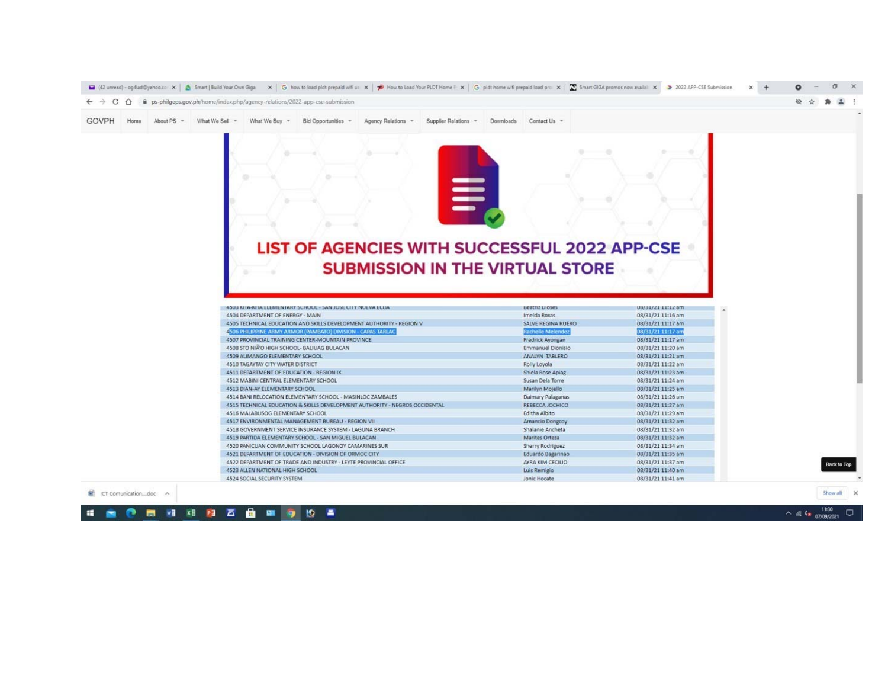# LIST OF AGENCIES WITH SUCCESSFUL 2022 APP-CSE SUBMISSION IN THE VIRTUAL STORE

| | | |
|---|---|---|
| 4503 KITA-KITA ELEMENTARY SCHOOL - SAN JOSE CITY NUEVA ECIJA | Beatriz Dioses | 08/31/21 11:12 am |
| 4504 DEPARTMENT OF ENERGY - MAIN | Imelda Roxas | 08/31/21 11:16 am |
| 4505 TECHNICAL EDUCATION AND SKILLS DEVELOPMENT AUTHORITY - REGION V | SALVE REGINA RUERO | 08/31/21 11:17 am |
| 4506 PHILIPPINE ARMY ARMOR (PAMBATO) DIVISION - CAPAS TARLAC | Rachelle Melendez | 08/31/21 11:17 am |
| 4507 PROVINCIAL TRAINING CENTER-MOUNTAIN PROVINCE | Fredrick Ayongan | 08/31/21 11:17 am |
| 4508 STO NIÑO HIGH SCHOOL- BALIUAG BULACAN | Emmanuel Dionisio | 08/31/21 11:20 am |
| 4509 ALIMANGO ELEMENTARY SCHOOL | ANALYN TABLERO | 08/31/21 11:21 am |
| 4510 TAGAYTAY CITY WATER DISTRICT | Rolly Loyola | 08/31/21 11:22 am |
| 4511 DEPARTMENT OF EDUCATION - REGION IX | Shiela Rose Apiag | 08/31/21 11:23 am |
| 4512 MABINI CENTRAL ELEMENTARY SCHOOL | Susan Dela Torre | 08/31/21 11:24 am |
| 4513 DIAN-AY ELEMENTARY SCHOOL | Marilyn Mojello | 08/31/21 11:25 am |
| 4514 BANI RELOCATION ELEMENTARY SCHOOL - MASINLOC ZAMBALES | Daimary Palaganas | 08/31/21 11:26 am |
| 4515 TECHNICAL EDUCATION & SKILLS DEVELOPMENT AUTHORITY - NEGROS OCCIDENTAL | REBECCA JOCHICO | 08/31/21 11:27 am |
| 4516 MALABUSOG ELEMENTARY SCHOOL | Editha Albito | 08/31/21 11:29 am |
| 4517 ENVIRONMENTAL MANAGEMENT BUREAU - REGION VII | Amancio Dongcoy | 08/31/21 11:32 am |
| 4518 GOVERNMENT SERVICE INSURANCE SYSTEM - LAGUNA BRANCH | Shalanie Ancheta | 08/31/21 11:32 am |
| 4519 PARTIDA ELEMENTARY SCHOOL - SAN MIGUEL BULACAN | Marites Orteza | 08/31/21 11:32 am |
| 4520 PANICUAN COMMUNITY SCHOOL LAGONOY CAMARINES SUR | Sherry Rodriguez | 08/31/21 11:34 am |
| 4521 DEPARTMENT OF EDUCATION - DIVISION OF ORMOC CITY | Eduardo Bagarinao | 08/31/21 11:35 am |
| 4522 DEPARTMENT OF TRADE AND INDUSTRY - LEYTE PROVINCIAL OFFICE | AYRA KIM CECILIO | 08/31/21 11:37 am |
| 4523 ALLEN NATIONAL HIGH SCHOOL | Luis Remigio | 08/31/21 11:40 am |
| 4524 SOCIAL SECURITY SYSTEM | Jonic Hocate | 08/31/21 11:41 am |